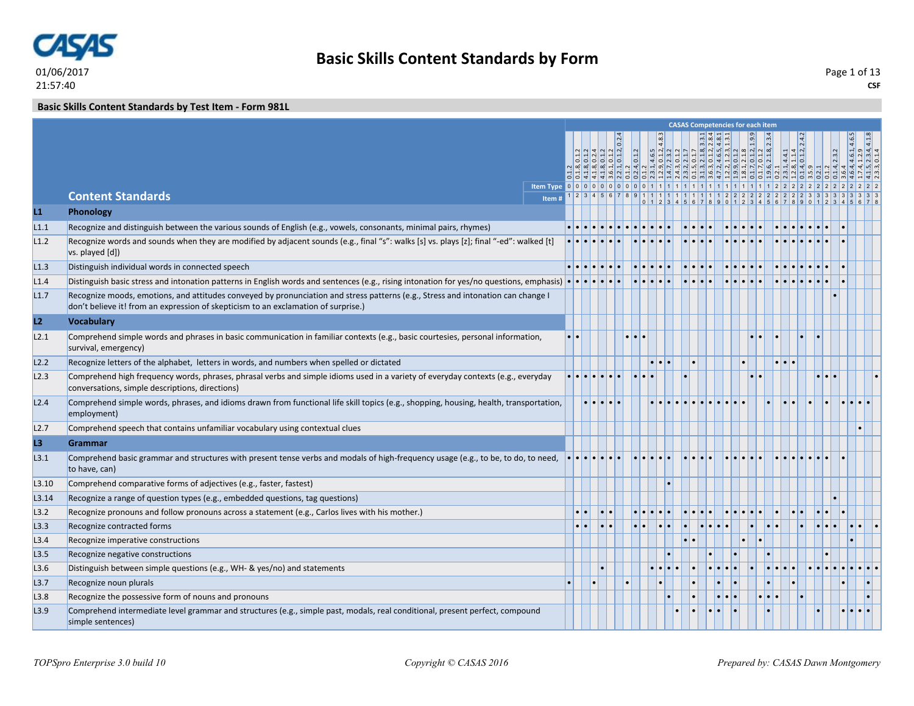# Basic Skills Content Standards by Form

01/06/2017
21:57:40

CSF

## Basic Skills Content Standards by Test Item - Form 981L

| | Content Standards | 1 | 2 | 3 | 4 | 5 | 6 | 7 | 8 | 9 | 10 | 11 | 12 | 13 | 14 | 15 | 16 | 17 | 18 | 19 | 20 | 21 | 22 | 23 | 24 | 25 | 26 | 27 | 28 | 29 | 30 | 31 | 32 | 33 | 34 | 35 | 36 | 37 | 38 |
|---|---|---|---|---|---|---|---|---|---|---|---|---|---|---|---|---|---|---|---|---|---|---|---|---|---|---|---|---|---|---|---|---|---|---|---|---|---|---|---|
| | CASAS Competencies for each item | 0.1.2 | 0.1.8, 0.1.2 | 4.1.8, 0.1.2 | 4.1.8, 0.2.4 | 4.1.8, 0.1.2 | 3.6.1, 0.1.2 | 2.2.1, 0.1.2, 0.2.4 | 0.1.2 | 0.2.4, 0.1.2 | 0.1.2 | 2.3.1, 4.6.5 | 1.2.9, 0.1.2, 4.8.3 | 1.4.7, 2.3.2 | 2.4.3, 0.1.2 | 2.3.2, 2.1.7 | 0.1.5, 0.1.7 | 3.1.3, 2.1.8, 3.3.1 | 3.6.3, 0.1.2, 2.8.4 | 4.7.2, 4.6.5, 4.8.1 | 1.2.2, 1.2.3, 1.3.1 | 1.9.9, 0.1.2 | 1.8.1, 2.1.8 | 0.1.7, 0.1.2, 1.9.9 | 0.1.7, 0.1.2 | 1.9.6, 2.1.8, 2.3.4 | 0.2.1 | 2.3.1, 4.4.1 | 1.2.8, 1.1.4 | 0.1.4, 0.1.2, 2.4.2 | 3.5.9 | 0.2.1 | 0.1.2 | 0.1.4, 2.3.2 | 3.6.4 | 4.6.4, 4.6.1, 4.6.5 | 1.7.4, 1.2.9 | 4.1.5, 2.3.4, 4.1.8 | 2.3.3, 0.1.4 |
| | Item Type | 0 | 0 | 0 | 0 | 0 | 0 | 0 | 0 | 0 | 0 | 1 | 1 | 1 | 1 | 1 | 1 | 1 | 1 | 1 | 1 | 1 | 1 | 1 | 1 | 1 | 2 | 2 | 2 | 2 | 2 | 2 | 2 | 2 | 2 | 2 | 2 | 2 | 2 |
| **L1** | **Phonology** | | | | | | | | | | | | | | | | | | | | | | | | | | | | | | | | | | | | | | |
| L1.1 | Recognize and distinguish between the various sounds of English (e.g., vowels, consonants, minimal pairs, rhymes) | • | • | • | • | • | • | • | • | • | • | • | • | • | | • | • | • | • | | • | • | • | • | • | | • | • | • | • | • | • | • | | • | | | | |
| L1.2 | Recognize words and sounds when they are modified by adjacent sounds (e.g., final "s": walks [s] vs. plays [z]; final "-ed": walked [t] vs. played [d]) | • | • | • | • | • | • | • | | • | • | • | • | • | | • | • | • | • | | • | • | • | • | • | | • | • | • | • | • | • | • | | • | | | | |
| L1.3 | Distinguish individual words in connected speech | • | • | • | • | • | • | • | | • | • | • | • | • | | • | • | • | • | | • | • | • | • | • | | • | • | • | • | • | • | • | | • | | | | |
| L1.4 | Distinguish basic stress and intonation patterns in English words and sentences (e.g., rising intonation for yes/no questions, emphasis) | • | • | • | • | • | • | • | | • | • | • | • | • | | • | • | • | • | | • | • | • | • | • | | • | • | • | • | • | • | • | | • | | | | |
| L1.7 | Recognize moods, emotions, and attitudes conveyed by pronunciation and stress patterns (e.g., Stress and intonation can change I don't believe it! from an expression of skepticism to an exclamation of surprise.) | | | | | | | | | | | | | | | | | | | | | | | | | | | | | | | | | • | | | | | |
| **L2** | **Vocabulary** | | | | | | | | | | | | | | | | | | | | | | | | | | | | | | | | | | | | | | |
| L2.1 | Comprehend simple words and phrases in basic communication in familiar contexts (e.g., basic courtesies, personal information, survival, emergency) | • | • | | | | | | • | • | • | | | | | | | | | | | | | • | • | | • | | | • | | • | | | | | | | |
| L2.2 | Recognize letters of the alphabet, letters in words, and numbers when spelled or dictated | | | | | | | | | | | • | • | • | | | • | | | | | | • | | | | • | • | • | | | | | | | | | | |
| L2.3 | Comprehend high frequency words, phrases, phrasal verbs and simple idioms used in a variety of everyday contexts (e.g., everyday conversations, simple descriptions, directions) | • | • | • | • | • | • | • | | • | • | • | | | | • | | | | | | | | • | • | | | | | | | • | • | • | | | | | • |
| L2.4 | Comprehend simple words, phrases, and idioms drawn from functional life skill topics (e.g., shopping, housing, health, transportation, employment) | | | • | • | • | • | • | | | | • | • | • | • | • | • | • | • | • | • | • | • | | | • | | • | • | | • | | • | | • | • | • | • | |
| L2.7 | Comprehend speech that contains unfamiliar vocabulary using contextual clues | | | | | | | | | | | | | | | | | | | | | | | | | | | | | | | | | | | | • | | |
| **L3** | **Grammar** | | | | | | | | | | | | | | | | | | | | | | | | | | | | | | | | | | | | | | |
| L3.1 | Comprehend basic grammar and structures with present tense verbs and modals of high-frequency usage (e.g., to be, to do, to need, to have, can) | • | • | • | • | • | • | • | | • | • | • | • | • | | • | • | • | • | | • | • | • | • | • | | • | • | • | • | • | • | • | | • | | | | |
| L3.10 | Comprehend comparative forms of adjectives (e.g., faster, fastest) | | | | | | | | | | | | | • | | | | | | | | | | | | | | | | | | | | | | | | | |
| L3.14 | Recognize a range of question types (e.g., embedded questions, tag questions) | | | | | | | | | | | | | | | | | | | | | | | | | | | | | | | | | • | | | | | |
| L3.2 | Recognize pronouns and follow pronouns across a statement (e.g., Carlos lives with his mother.) | | • | • | | • | • | | | • | • | • | • | • | | • | • | • | • | | • | • | • | • | • | | • | | • | • | | • | • | | • | | | | |
| L3.3 | Recognize contracted forms | | • | • | | • | • | | | • | • | | • | • | | • | | • | • | • | • | | | • | | • | • | | | • | | • | • | • | | • | • | | • |
| L3.4 | Recognize imperative constructions | | | | | | | | | | | | | | | • | • | | | | | | • | | • | | | | | | | | | | | • | | | |
| L3.5 | Recognize negative constructions | | | | | | | | | | | | | • | | | | | • | | | • | | | | • | | | | | | | • | | | | | | |
| L3.6 | Distinguish between simple questions (e.g., WH- & yes/no) and statements | | | | | • | | | | | | • | • | • | • | | • | | • | • | • | • | | • | | • | • | • | • | | • | • | • | • | • | • | • | • | • |
| L3.7 | Recognize noun plurals | • | | | • | | | | • | | | | • | | | | • | | | • | | • | | | | • | | | • | | | | | | • | | | • | |
| L3.8 | Recognize the possessive form of nouns and pronouns | | | | | | | | | | | | | • | | | • | | | • | • | • | | | • | • | • | | | • | | | | | | | | • | |
| L3.9 | Comprehend intermediate level grammar and structures (e.g., simple past, modals, real conditional, present perfect, compound simple sentences) | | | | | | | | | | | | | | • | | • | | • | • | | • | | | | • | | | | | | • | | | • | • | • | • | |

*TOPSpro Enterprise 3.0 build 10* *Copyright © CASAS 2016* *Prepared by: CASAS Dawn Montgomery*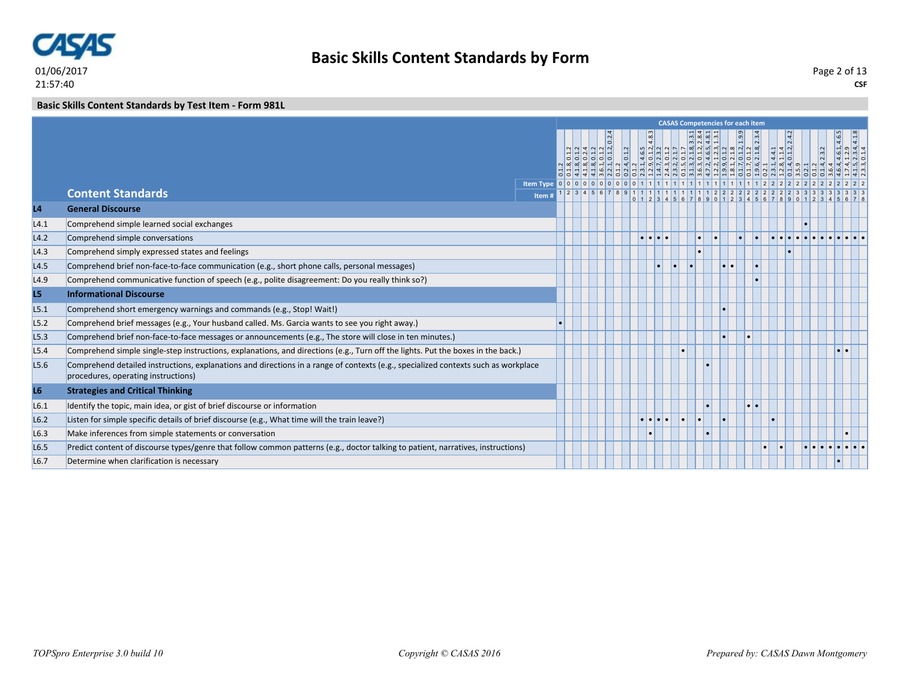## Basic Skills Content Standards by Form

### Basic Skills Content Standards by Test Item - Form 981L

CASAS Competencies for each item

| | Content Standards | 1 | 2 | 3 | 4 | 5 | 6 | 7 | 8 | 9 | 10 | 11 | 12 | 13 | 14 | 15 | 16 | 17 | 18 | 19 | 20 | 21 | 22 | 23 | 24 | 25 | 26 | 27 | 28 | 29 | 30 | 31 | 32 | 33 | 34 | 35 | 36 | 37 | 38 |
|---|---|---|---|---|---|---|---|---|---|---|---|---|---|---|---|---|---|---|---|---|---|---|---|---|---|---|---|---|---|---|---|---|---|---|---|---|---|---|---|
| | **CASAS Competencies** | 0.1.2 | 0.1.8, 0.1.2 | 4.1.8, 0.1.2 | 4.1.8, 0.2.4 | 4.1.8, 0.1.2 | 3.6.1, 0.1.2 | 2.2.1, 0.1.2, 0.2.4 | 0.1.2 | 0.2.4, 0.1.2 | 0.1.2 | 2.3.1, 4.6.5 | 1.2.9, 0.1.2, 4.8.3 | 1.4.7, 2.3.2 | 2.4.3, 0.1.2 | 2.3.2, 2.1.7 | 0.1.5, 0.1.7 | 3.1.3, 2.1.8, 3.3.1 | 3.6.3, 0.1.2, 2.8.4 | 4.7.2, 4.6.5, 4.8.1 | 1.2.2, 1.2.3, 1.3.1 | 1.9.9, 0.1.2 | 1.8.1, 2.1.8 | 0.1.7, 0.1.2, 1.9.9 | 0.1.7, 0.1.2 | 1.9.6, 2.1.8, 2.3.4 | 0.2.1 | 2.3.1, 4.4.1 | 1.2.8, 1.1.4 | 0.1.4, 0.1.2, 2.4.2 | 3.5.9 | 0.2.1 | 0.1.2 | 0.1.4, 2.3.2 | 3.6.4 | 4.6.4, 4.6.1, 4.6.5 | 1.7.4, 1.2.9 | 4.1.5, 2.3.4, 4.1.8 | 2.3.3, 0.1.4 |
| | **Item Type** | 0 | 0 | 0 | 0 | 0 | 0 | 0 | 0 | 0 | 0 | 1 | 1 | 1 | 1 | 1 | 1 | 1 | 1 | 1 | 1 | 1 | 1 | 1 | 1 | 1 | 2 | 2 | 2 | 2 | 2 | 2 | 2 | 2 | 2 | 2 | 2 | 2 | 2 |
| | **Item #** | 1 | 2 | 3 | 4 | 5 | 6 | 7 | 8 | 9 | 10 | 11 | 12 | 13 | 14 | 15 | 16 | 17 | 18 | 19 | 20 | 21 | 22 | 23 | 24 | 25 | 26 | 27 | 28 | 29 | 30 | 31 | 32 | 33 | 34 | 35 | 36 | 37 | 38 |
| **L4** | **General Discourse** | | | | | | | | | | | | | | | | | | | | | | | | | | | | | | | | | | | | | | |
| L4.1 | Comprehend simple learned social exchanges | | | | | | | | | | | | | | | | | | | | | | | | | | | | | | | • | | | | | | | |
| L4.2 | Comprehend simple conversations | | | | | | | | | | | • | • | • | • | | | | • | | • | | | • | | • | | • | • | • | • | • | • | • | • | • | • | • | • |
| L4.3 | Comprehend simply expressed states and feelings | | | | | | | | | | | | | | | | | | • | | | | | | | | | | | • | | | | | | | | | |
| L4.5 | Comprehend brief non-face-to-face communication (e.g., short phone calls, personal messages) | | | | | | | | | | | | | • | | • | | • | | | | • | • | | | • | | | | | | | | | | | | | |
| L4.9 | Comprehend communicative function of speech (e.g., polite disagreement: Do you really think so?) | | | | | | | | | | | | | | | | | | | | | | | | | • | | | | | | | | | | | | | |
| **L5** | **Informational Discourse** | | | | | | | | | | | | | | | | | | | | | | | | | | | | | | | | | | | | | | |
| L5.1 | Comprehend short emergency warnings and commands (e.g., Stop! Wait!) | | | | | | | | | | | | | | | | | | | | | • | | | | | | | | | | | | | | | | | |
| L5.2 | Comprehend brief messages (e.g., Your husband called. Ms. Garcia wants to see you right away.) | • | | | | | | | | | | | | | | | | | | | | | | | | | | | | | | | | | | | | | |
| L5.3 | Comprehend brief non-face-to-face messages or announcements (e.g., The store will close in ten minutes.) | | | | | | | | | | | | | | | | | | | | | • | | | • | | | | | | | | | | | | | | |
| L5.4 | Comprehend simple single-step instructions, explanations, and directions (e.g., Turn off the lights. Put the boxes in the back.) | | | | | | | | | | | | | | | | • | | | | | | | | | | | | | | | | | | | • | • | | |
| L5.6 | Comprehend detailed instructions, explanations and directions in a range of contexts (e.g., specialized contexts such as workplace procedures, operating instructions) | | | | | | | | | | | | | | | | | | | • | | | | | | | | | | | | | | | | | | | |
| **L6** | **Strategies and Critical Thinking** | | | | | | | | | | | | | | | | | | | | | | | | | | | | | | | | | | | | | | |
| L6.1 | Identify the topic, main idea, or gist of brief discourse or information | | | | | | | | | | | | | | | | | | | • | | | | | • | • | | | | | | | | | | | | | |
| L6.2 | Listen for simple specific details of brief discourse (e.g., What time will the train leave?) | | | | | | | | | | | • | • | • | • | | • | | • | | | • | | | | | | • | | | | | | | | | | | |
| L6.3 | Make inferences from simple statements or conversation | | | | | | | | | | | | • | | | | | | | • | | | | | | | | | | | | | | | | | • | | |
| L6.5 | Predict content of discourse types/genre that follow common patterns (e.g., doctor talking to patient, narratives, instructions) | | | | | | | | | | | | | | | | | | | | | | | | | | • | | • | | | • | • | • | • | • | • | • | • |
| L6.7 | Determine when clarification is necessary | | | | | | | | | | | | | | | | | | | | | | | | | | | | | | | | | | | • | | | |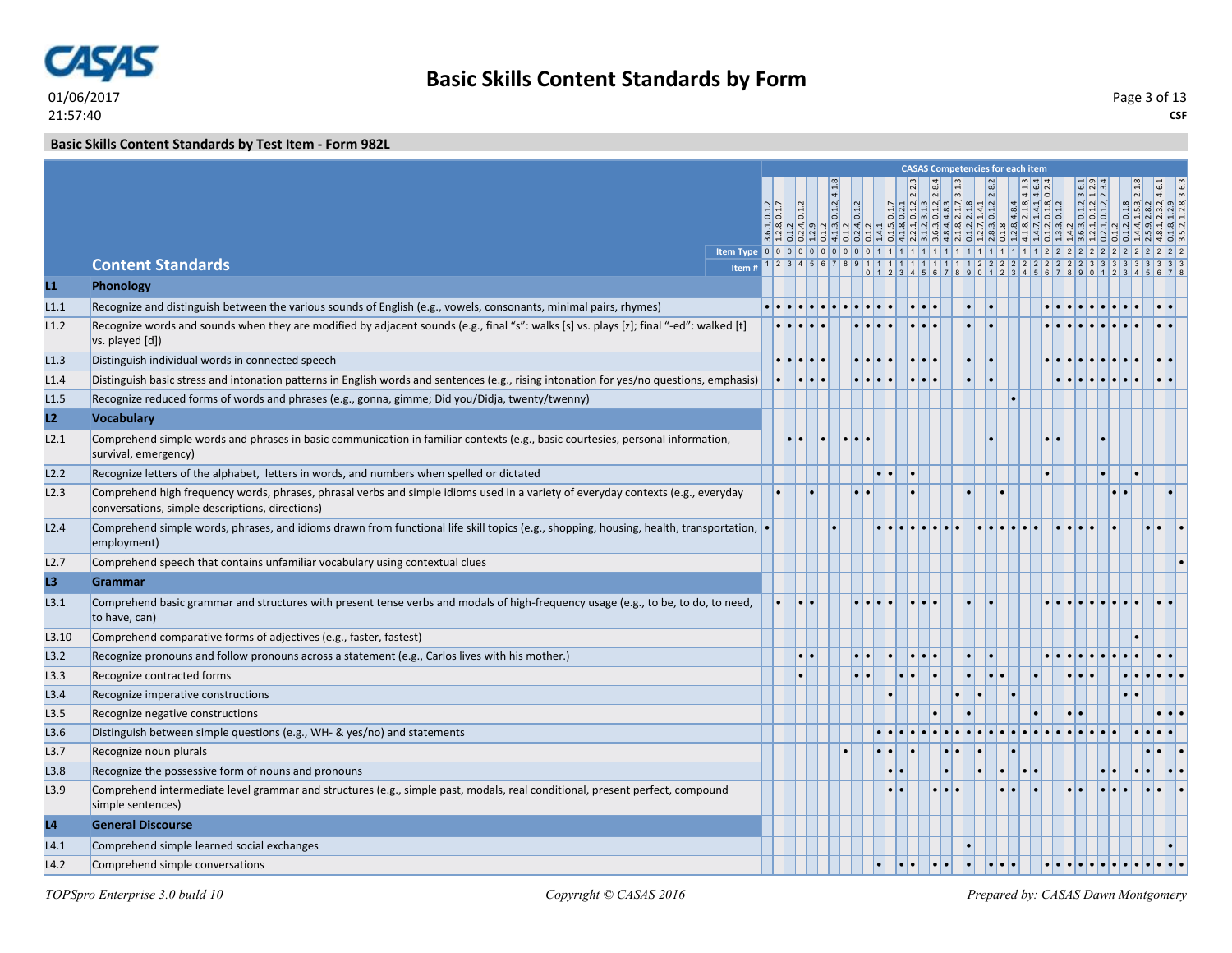## Basic Skills Content Standards by Form

01/06/2017
21:57:40

CSF

### Basic Skills Content Standards by Test Item - Form 982L

CASAS Competencies for each item

| | Content Standards | 1 | 2 | 3 | 4 | 5 | 6 | 7 | 8 | 9 | 10 | 11 | 12 | 13 | 14 | 15 | 16 | 17 | 18 | 19 | 20 | 21 | 22 | 23 | 24 | 25 | 26 | 27 | 28 | 29 | 30 | 31 | 32 | 33 | 34 | 35 | 36 | 37 | 38 |
|---|---|---|---|---|---|---|---|---|---|---|---|---|---|---|---|---|---|---|---|---|---|---|---|---|---|---|---|---|---|---|---|---|---|---|---|---|---|---|---|
| | CASAS Competencies | 3.6.1, 0.1.2 | 1.2.8, 0.1.7 | 0.1.2 | 0.2.4, 0.1.2 | 1.2.9 | 0.1.2 | 4.1.3, 0.1.2, 4.1.8 | 0.1.2 | 0.2.4, 0.1.2 | 0.1.2 | 1.4.1 | 0.1.5, 0.1.7 | 4.1.8, 0.2.1 | 2.2.1, 0.1.2, 2.2.3 | 3.1.2, 3.1.3 | 3.6.3, 0.1.2, 2.8.4 | 4.8.4, 4.8.3 | 2.1.8, 2.1.7, 3.1.3 | 0.1.2, 2.1.8 | 1.2.7, 1.4.1 | 2.8.3, 0.1.2, 2.8.2 | 0.1.8 | 1.2.8, 4.8.4 | 4.1.8, 2.1.8, 4.1.3 | 1.4.7, 1.4.1, 4.6.4 | 0.1.2, 0.1.8, 0.2.4 | 1.3.3, 0.1.2 | 1.4.2 | 3.6.3, 0.1.2, 3.6.1 | 1.2.1, 0.1.2, 1.2.9 | 2.1.1, 0.1.2, 2.3.4 | 0.2.1 | 0.1.2, 0.1.8 | 1.4.4, 1.5.3, 2.1.8 | 2.5.9, 2.8.2 | 4.8.1, 2.3.2, 4.6.1 | 0.1.8, 1.2.9 | 3.5.2, 1.2.8, 3.6.3 |
| | Item Type | 0 | 0 | 0 | 0 | 0 | 0 | 0 | 0 | 0 | 0 | 1 | 1 | 1 | 1 | 1 | 1 | 1 | 1 | 1 | 1 | 1 | 1 | 1 | 1 | 1 | 1 | 2 | 2 | 2 | 2 | 2 | 2 | 2 | 2 | 2 | 2 | 2 | 2 |
| **L1** | **Phonology** | | | | | | | | | | | | | | | | | | | | | | | | | | | | | | | | | | | | | | |
| L1.1 | Recognize and distinguish between the various sounds of English (e.g., vowels, consonants, minimal pairs, rhymes) | • | • | • | • | • | • | • | • | • | • | • | • | | • | • | • | | | • | | • | | | | | • | • | • | • | • | • | • | • | • | | • | • | |
| L1.2 | Recognize words and sounds when they are modified by adjacent sounds (e.g., final "s": walks [s] vs. plays [z]; final "-ed": walked [t] vs. played [d]) | | • | • | • | • | • | | | • | • | • | • | | • | • | • | | | • | | • | | | | | • | • | • | • | • | • | • | • | • | | • | • | |
| L1.3 | Distinguish individual words in connected speech | | • | • | • | • | • | | | • | • | • | • | | • | • | • | | | • | | • | | | | | • | • | • | • | • | • | • | • | • | | • | • | |
| L1.4 | Distinguish basic stress and intonation patterns in English words and sentences (e.g., rising intonation for yes/no questions, emphasis) | | • | | • | • | • | | | • | • | • | • | | • | • | • | | | • | | • | | | | | | • | • | • | • | • | • | • | • | | • | • | |
| L1.5 | Recognize reduced forms of words and phrases (e.g., gonna, gimme; Did you/Didja, twenty/twenny) | | | | | | | | | | | | | | | | | | | | | | | • | | | | | | | | | | | | | | | |
| **L2** | **Vocabulary** | | | | | | | | | | | | | | | | | | | | | | | | | | | | | | | | | | | | | | |
| L2.1 | Comprehend simple words and phrases in basic communication in familiar contexts (e.g., basic courtesies, personal information, survival, emergency) | | | • | • | | • | | • | • | • | | | | | | | | | | | • | | | | | • | • | | | | • | | | | | | | |
| L2.2 | Recognize letters of the alphabet, letters in words, and numbers when spelled or dictated | | | | | | | | | | | • | • | | • | | | | | | | | | | | | • | | | | | • | | | • | | | | |
| L2.3 | Comprehend high frequency words, phrases, phrasal verbs and simple idioms used in a variety of everyday contexts (e.g., everyday conversations, simple descriptions, directions) | | • | | | • | | | | • | • | | | | • | | | | | • | | | • | | | | | | | | | | • | • | | | | • | |
| L2.4 | Comprehend simple words, phrases, and idioms drawn from functional life skill topics (e.g., shopping, housing, health, transportation, employment) | • | | | | | | • | | | | • | • | • | • | • | • | • | • | | • | • | • | • | • | • | | • | • | • | • | | • | | | • | • | | • |
| L2.7 | Comprehend speech that contains unfamiliar vocabulary using contextual clues | | | | | | | | | | | | | | | | | | | | | | | | | | | | | | | | | | | | | | • |
| **L3** | **Grammar** | | | | | | | | | | | | | | | | | | | | | | | | | | | | | | | | | | | | | | |
| L3.1 | Comprehend basic grammar and structures with present tense verbs and modals of high-frequency usage (e.g., to be, to do, to need, to have, can) | | • | | • | • | | | | • | • | • | • | | • | • | • | | | • | | • | | | | | • | • | • | • | • | • | • | • | • | | • | • | |
| L3.10 | Comprehend comparative forms of adjectives (e.g., faster, fastest) | | | | | | | | | | | | | | | | | | | | | | | | | | | | | | | | | | • | | | | |
| L3.2 | Recognize pronouns and follow pronouns across a statement (e.g., Carlos lives with his mother.) | | | | • | • | | | | • | • | | • | | • | • | • | | | • | | • | | | | | • | • | • | • | • | • | • | • | • | | • | • | |
| L3.3 | Recognize contracted forms | | | | • | | | | | • | • | | | • | • | | • | | | • | | • | • | | | • | | | • | • | • | | | • | • | • | • | • | • |
| L3.4 | Recognize imperative constructions | | | | | | | | | | | | • | | | | | | • | | • | | | • | | | | | | | | | | • | • | | | | |
| L3.5 | Recognize negative constructions | | | | | | | | | | | | | | | | • | | | • | | | | | | • | | | • | • | | | | | | | • | • | • |
| L3.6 | Distinguish between simple questions (e.g., WH- & yes/no) and statements | | | | | | | | | | | • | • | • | • | • | • | • | • | • | • | • | • | • | • | • | • | • | • | • | • | • | • | | • | • | • | • | |
| L3.7 | Recognize noun plurals | | | | | | | | • | | | • | • | | • | | | • | • | | • | | | • | | | | | | | | | | | | • | • | | • |
| L3.8 | Recognize the possessive form of nouns and pronouns | | | | | | | | | | | | • | • | | | | • | | | • | | • | | • | • | | | | | | • | • | | • | • | | • | • |
| L3.9 | Comprehend intermediate level grammar and structures (e.g., simple past, modals, real conditional, present perfect, compound simple sentences) | | | | | | | | | | | | • | • | | | • | • | • | | | | • | • | | • | | | • | • | | • | • | • | | • | • | | • |
| **L4** | **General Discourse** | | | | | | | | | | | | | | | | | | | | | | | | | | | | | | | | | | | | | | |
| L4.1 | Comprehend simple learned social exchanges | | | | | | | | | | | | | | | | | | | • | | | | | | | | | | | | | | | | | | • | |
| L4.2 | Comprehend simple conversations | | | | | | | | | | | • | | • | • | | • | • | | • | | • | • | • | | | • | • | • | • | • | • | • | • | • | • | • | • | • |

*TOPSpro Enterprise 3.0 build 10* — *Copyright © CASAS 2016* — *Prepared by: CASAS Dawn Montgomery*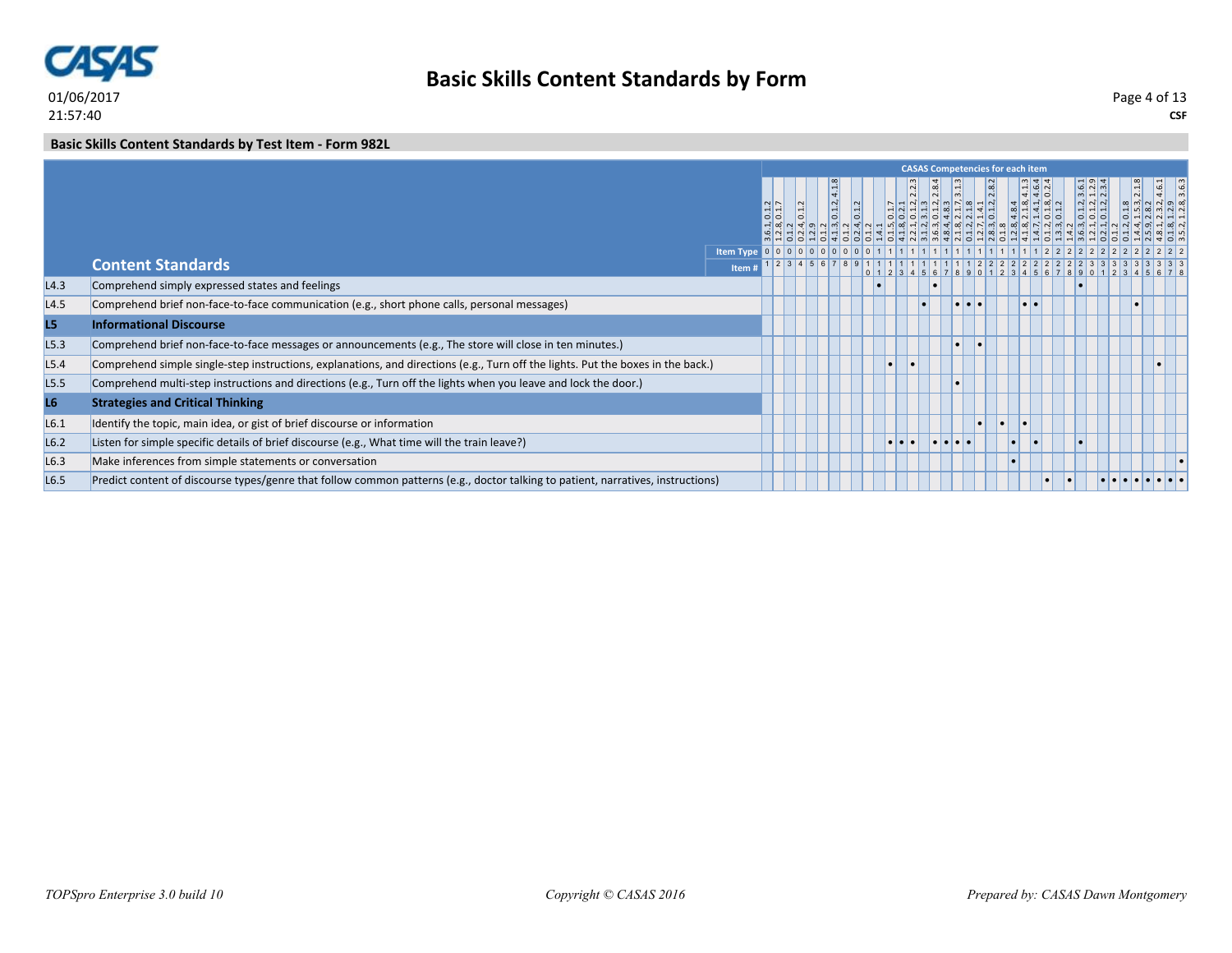## Basic Skills Content Standards by Form

01/06/2017
21:57:40

**CSF**

### Basic Skills Content Standards by Test Item - Form 982L

CASAS Competencies for each item

| | Content Standards | 1 | 2 | 3 | 4 | 5 | 6 | 7 | 8 | 9 | 10 | 11 | 12 | 13 | 14 | 15 | 16 | 17 | 18 | 19 | 20 | 21 | 22 | 23 | 24 | 25 | 26 | 27 | 28 | 29 | 30 | 31 | 32 | 33 | 34 | 35 | 36 | 37 | 38 |
|---|---|---|---|---|---|---|---|---|---|---|---|---|---|---|---|---|---|---|---|---|---|---|---|---|---|---|---|---|---|---|---|---|---|---|---|---|---|---|---|
| | CASAS Competencies | 3.6.1, 0.1.2 | 1.2.8, 0.1.7 | 0.1.2 | 0.2.4, 0.1.2 | 1.2.9 | 0.1.2 | 4.1.3, 0.1.2, 4.1.8 | 0.1.2 | 0.2.4, 0.1.2 | 0.1.2 | 1.4.1 | 0.1.5, 0.1.7 | 4.1.8, 0.2.1 | 2.2.1, 0.1.2, 2.2.3 | 3.1.2, 3.1.3 | 3.6.3, 0.1.2, 2.8.4 | 4.8.4, 4.8.3 | 2.1.8, 2.1.7, 3.1.3 | 0.1.2, 2.1.8 | 1.2.7, 1.4.1 | 2.8.3, 0.1.2, 2.8.2 | 0.1.8 | 1.2.8, 4.8.4 | 4.1.8, 2.1.8, 4.1.3 | 1.4.7, 1.4.1, 4.6.4 | 0.1.2, 0.1.8, 0.2.4 | 1.3.3, 0.1.2 | 1.4.2 | 3.6.3, 0.1.2, 3.6.1 | 1.2.1, 0.1.2, 1.2.9 | 0.2.1, 0.1.2, 2.3.4 | 0.1.2 | 0.1.2, 0.1.8 | 1.4.4, 1.5.3, 2.1.8 | 2.5.9, 2.8.2 | 4.8.1, 2.3.2, 4.6.1 | 0.1.8, 1.2.9 | 3.5.2, 1.2.8, 3.6.3 |
| | Item Type | 0 | 0 | 0 | 0 | 0 | 0 | 0 | 0 | 0 | 0 | 0 | 1 | 1 | 1 | 1 | 1 | 1 | 1 | 1 | 1 | 1 | 1 | 1 | 1 | 1 | 1 | 2 | 2 | 2 | 2 | 2 | 2 | 2 | 2 | 2 | 2 | 2 | 2 |
| L4.3 | Comprehend simply expressed states and feelings | | | | | | | | | | | • | | | | | • | | | | | | | | | | | | | • | | | | | | | | | |
| L4.5 | Comprehend brief non-face-to-face communication (e.g., short phone calls, personal messages) | | | | | | | | | | | | | | | • | | | • | • | • | | | | • | • | | | | | | | | | • | | | | |
| **L5** | **Informational Discourse** | | | | | | | | | | | | | | | | | | | | | | | | | | | | | | | | | | | | | | |
| L5.3 | Comprehend brief non-face-to-face messages or announcements (e.g., The store will close in ten minutes.) | | | | | | | | | | | | | | | | | | • | | • | | | | | | | | | | | | | | | | | | |
| L5.4 | Comprehend simple single-step instructions, explanations, and directions (e.g., Turn off the lights. Put the boxes in the back.) | | | | | | | | | | | | • | | • | | | | | | | | | | | | | | | | | | | | | | • | | |
| L5.5 | Comprehend multi-step instructions and directions (e.g., Turn off the lights when you leave and lock the door.) | | | | | | | | | | | | | | | | | | • | | | | | | | | | | | | | | | | | | | | |
| **L6** | **Strategies and Critical Thinking** | | | | | | | | | | | | | | | | | | | | | | | | | | | | | | | | | | | | | | |
| L6.1 | Identify the topic, main idea, or gist of brief discourse or information | | | | | | | | | | | | | | | | | | | | • | | • | | • | | | | | | | | | | | | | | |
| L6.2 | Listen for simple specific details of brief discourse (e.g., What time will the train leave?) | | | | | | | | | | | | • | • | • | | • | • | • | • | | | | • | | • | | | | • | | | | | | | | | |
| L6.3 | Make inferences from simple statements or conversation | | | | | | | | | | | | | | | | | | | | | | | • | | | | | | | | | | | | | | | • |
| L6.5 | Predict content of discourse types/genre that follow common patterns (e.g., doctor talking to patient, narratives, instructions) | | | | | | | | | | | | | | | | | | | | | | | | | | • | | • | | | • | • | • | • | • | • | • | • |

*TOPSpro Enterprise 3.0 build 10* *Copyright © CASAS 2016* *Prepared by: CASAS Dawn Montgomery*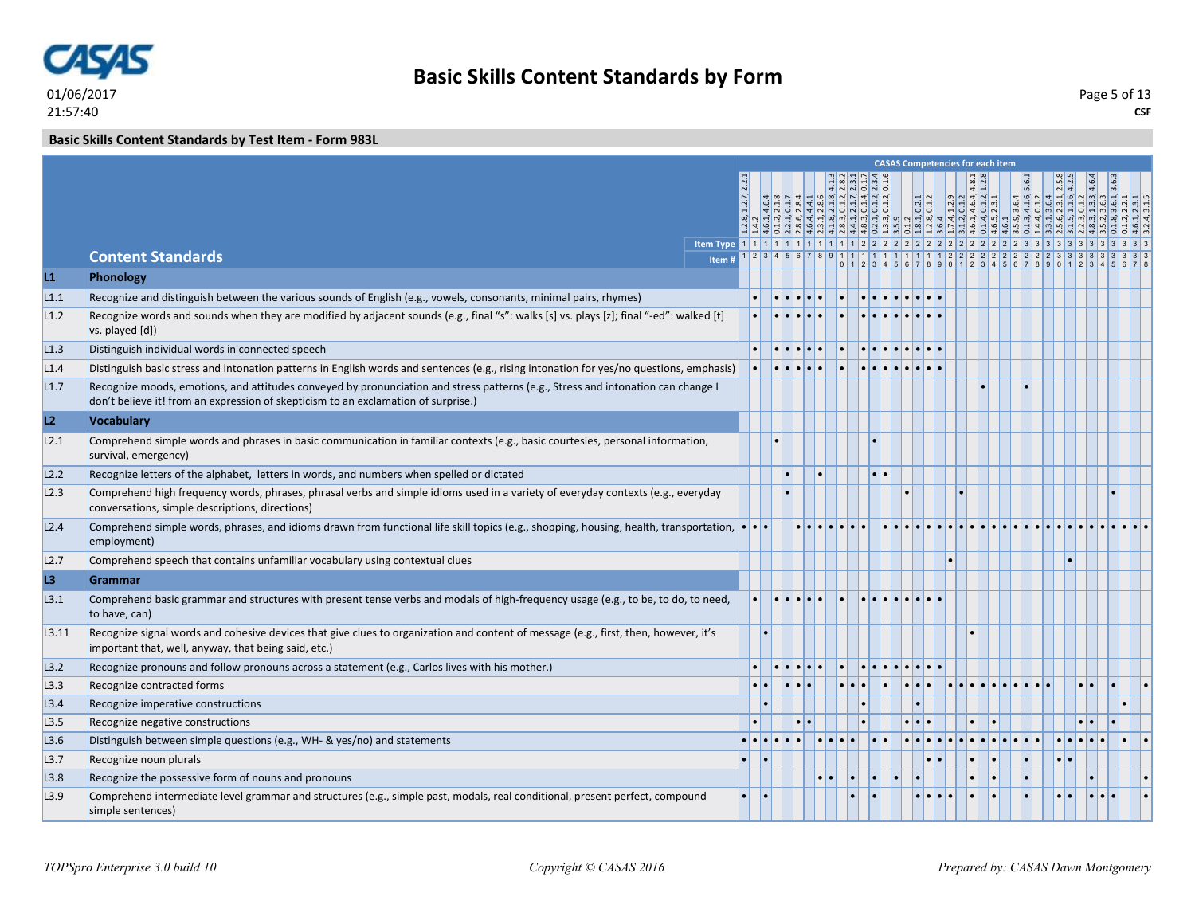## Basic Skills Content Standards by Test Item - Form 983L

| | Content Standards | 1 | 2 | 3 | 4 | 5 | 6 | 7 | 8 | 9 | 10 | 11 | 12 | 13 | 14 | 15 | 16 | 17 | 18 | 19 | 20 | 21 | 22 | 23 | 24 | 25 | 26 | 27 | 28 | 29 | 30 | 31 | 32 | 33 | 34 | 35 | 36 | 37 | 38 |
|---|---|---|---|---|---|---|---|---|---|---|---|---|---|---|---|---|---|---|---|---|---|---|---|---|---|---|---|---|---|---|---|---|---|---|---|---|---|---|---|
| | CASAS Competencies for each item | 1.2.8, 1.2.7, 2.2.1 | 1.4.2 | 4.6.1, 4.6.4 | 0.1.2, 2.1.8 | 2.2.1, 0.1.7 | 2.8.6, 2.8.4 | 4.6.4, 4.4.1 | 2.3.1, 2.8.6 | 4.1.8, 2.1.8, 4.1.3 | 2.8.3, 0.1.2, 2.8.2 | 4.4.1, 2.1.7, 2.3.1 | 4.8.3, 0.1.4, 0.1.7 | 0.2.1, 0.1.2, 2.3.4 | 1.3.3, 0.1.2, 0.1.6 | 3.5.9 | 0.1.2 | 1.8.1, 0.2.1 | 1.2.8, 0.1.2 | 3.6.4 | 1.7.4, 1.2.9 | 3.1.2, 0.1.2 | 4.6.1, 4.6.4, 4.8.1 | 0.1.4, 0.1.2, 1.2.8 | 4.6.5, 2.3.1 | 4.6.1 | 3.5.9, 3.6.4 | 0.1.3, 4.1.6, 5.6.1 | 1.4.4, 0.1.2 | 3.3.1, 3.6.4 | 2.5.6, 2.3.1, 2.5.8 | 3.1.5, 1.1.6, 4.2.5 | 2.2.3, 0.1.2 | 4.8.3, 1.3.3, 4.6.4 | 3.5.2, 3.6.3 | 0.1.8, 3.6.1, 3.6.3 | 0.1.2, 2.2.1 | 4.6.1, 2.3.1 | 3.2.4, 3.1.5 |
| | Item Type | 1 | 1 | 1 | 1 | 1 | 1 | 1 | 1 | 1 | 1 | 1 | 2 | 2 | 2 | 2 | 2 | 2 | 2 | 2 | 2 | 2 | 2 | 2 | 2 | 2 | 2 | 2 | 3 | 3 | 3 | 3 | 3 | 3 | 3 | 3 | 3 | 3 | 3 |
| **L1** | **Phonology** | | | | | | | | | | | | | | | | | | | | | | | | | | | | | | | | | | | | | | |
| L1.1 | Recognize and distinguish between the various sounds of English (e.g., vowels, consonants, minimal pairs, rhymes) | | • | | • | • | • | • | • | | • | | • | • | • | • | • | • | • | • | | | | | | | | | | | | | | | | | | | |
| L1.2 | Recognize words and sounds when they are modified by adjacent sounds (e.g., final "s": walks [s] vs. plays [z]; final "-ed": walked [t] vs. played [d]) | | • | | • | • | • | • | • | | • | | • | • | • | • | • | • | • | • | | | | | | | | | | | | | | | | | | | |
| L1.3 | Distinguish individual words in connected speech | | • | | • | • | • | • | • | | • | | • | • | • | • | • | • | • | • | | | | | | | | | | | | | | | | | | | |
| L1.4 | Distinguish basic stress and intonation patterns in English words and sentences (e.g., rising intonation for yes/no questions, emphasis) | | • | | • | • | • | • | • | | • | | • | • | • | • | • | • | • | • | | | | | | | | | | | | | | | | | | | |
| L1.7 | Recognize moods, emotions, and attitudes conveyed by pronunciation and stress patterns (e.g., Stress and intonation can change I don't believe it! from an expression of skepticism to an exclamation of surprise.) | | | | | | | | | | | | | | | | | | | | | | | • | | | | • | | | | | | | | | | | |
| **L2** | **Vocabulary** | | | | | | | | | | | | | | | | | | | | | | | | | | | | | | | | | | | | | | |
| L2.1 | Comprehend simple words and phrases in basic communication in familiar contexts (e.g., basic courtesies, personal information, survival, emergency) | | | | • | | | | | | | | | • | | | | | | | | | | | | | | | | | | | | | | | | | |
| L2.2 | Recognize letters of the alphabet, letters in words, and numbers when spelled or dictated | | | | | • | | | • | | | | | • | • | | | | | | | | | | | | | | | | | | | | | | | | |
| L2.3 | Comprehend high frequency words, phrases, phrasal verbs and simple idioms used in a variety of everyday contexts (e.g., everyday conversations, simple descriptions, directions) | | | | | • | | | | | | | | | | | • | | | | | • | | | | | | | | | | | | | | • | | | |
| L2.4 | Comprehend simple words, phrases, and idioms drawn from functional life skill topics (e.g., shopping, housing, health, transportation, employment) | • | • | • | | | • | • | • | • | • | • | • | | • | • | • | • | • | • | • | • | • | • | • | • | • | • | • | • | • | • | • | • | • | • | • | • | • |
| L2.7 | Comprehend speech that contains unfamiliar vocabulary using contextual clues | | | | | | | | | | | | | | | | | | | | • | | | | | | | | | | | • | | | | | | | |
| **L3** | **Grammar** | | | | | | | | | | | | | | | | | | | | | | | | | | | | | | | | | | | | | | |
| L3.1 | Comprehend basic grammar and structures with present tense verbs and modals of high-frequency usage (e.g., to be, to do, to need, to have, can) | | • | | • | • | • | • | • | | • | | • | • | • | • | • | • | • | • | | | | | | | | | | | | | | | | | | | |
| L3.11 | Recognize signal words and cohesive devices that give clues to organization and content of message (e.g., first, then, however, it's important that, well, anyway, that being said, etc.) | | | • | | | | | | | | | | | | | | | | | | | • | | | | | | | | | | | | | | | | |
| L3.2 | Recognize pronouns and follow pronouns across a statement (e.g., Carlos lives with his mother.) | | • | | • | • | • | • | • | | • | | • | • | • | • | • | • | • | • | | | | | | | | | | | | | | | | | | | |
| L3.3 | Recognize contracted forms | | • | • | | • | • | • | | | • | • | • | | • | | • | • | • | | • | • | • | • | • | • | • | • | • | • | | | • | • | | • | | | • |
| L3.4 | Recognize imperative constructions | | | • | | | | | | | | | • | | | | | • | | | | | | | | | | | | | | | | | | | • | | |
| L3.5 | Recognize negative constructions | | • | | | | • | • | | | | | • | | | | • | • | • | | | | • | | • | | | | | | | | • | • | | • | | | |
| L3.6 | Distinguish between simple questions (e.g., WH- & yes/no) and statements | • | • | • | • | • | • | | • | • | • | • | | • | • | | • | • | • | • | • | • | • | • | • | • | • | • | | | • | • | • | • | • | | • | | • |
| L3.7 | Recognize noun plurals | • | | • | | | | | | | | | | | | | | | • | • | | | • | | • | | | • | | | • | • | | | | | | | |
| L3.8 | Recognize the possessive form of nouns and pronouns | | | | | | | | • | • | | • | | • | | • | | • | | | | | • | | • | | | • | | | | | | • | | | | | • |
| L3.9 | Comprehend intermediate level grammar and structures (e.g., simple past, modals, real conditional, present perfect, compound simple sentences) | • | | • | | | | | | | | • | | • | | | | • | • | • | • | | • | | • | | | • | | | • | • | | • | • | • | | | • |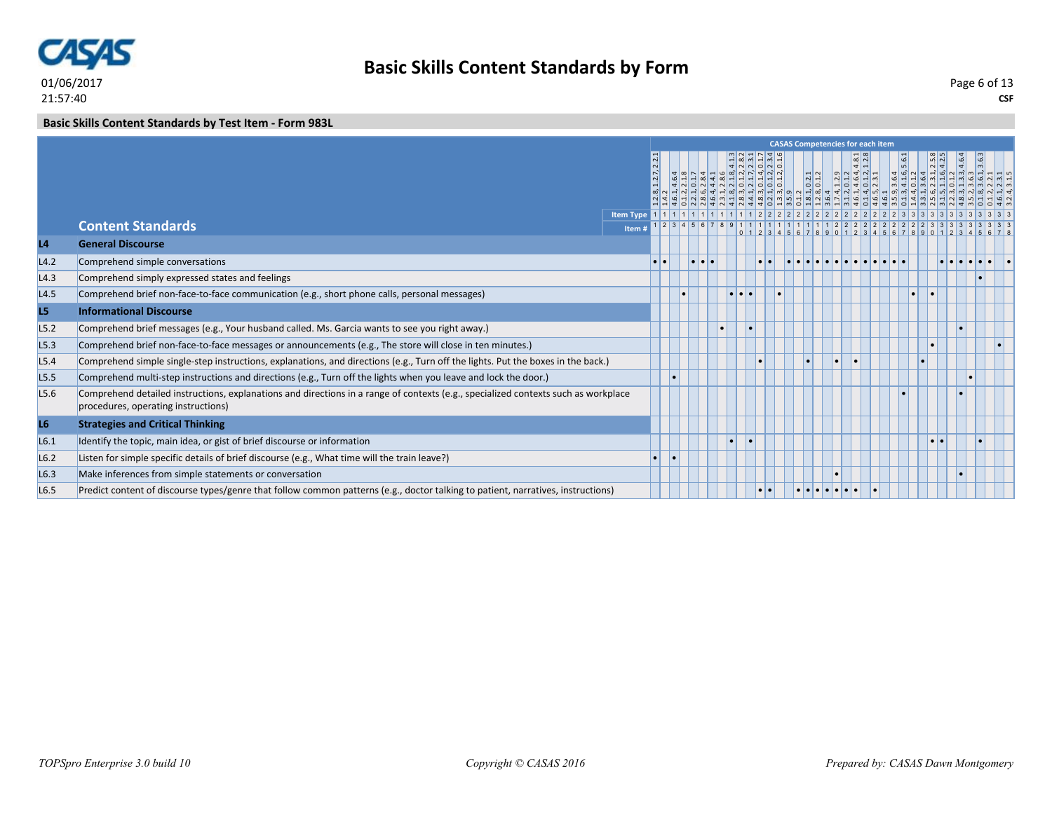# Basic Skills Content Standards by Form

01/06/2017
21:57:40

CSF

## Basic Skills Content Standards by Test Item - Form 983L

CASAS Competencies for each item

| | Content Standards | 1 | 2 | 3 | 4 | 5 | 6 | 7 | 8 | 9 | 10 | 11 | 12 | 13 | 14 | 15 | 16 | 17 | 18 | 19 | 20 | 21 | 22 | 23 | 24 | 25 | 26 | 27 | 28 | 29 | 30 | 31 | 32 | 33 | 34 | 35 | 36 | 37 | 38 |
|---|---|---|---|---|---|---|---|---|---|---|---|---|---|---|---|---|---|---|---|---|---|---|---|---|---|---|---|---|---|---|---|---|---|---|---|---|---|---|---|
| | CASAS Competencies | 1.2.8, 1.2.7, 2.2.1 | 1.4.2 | 4.6.1, 4.6.4 | 0.1.2, 2.1.8 | 2.2.1, 0.1.7 | 2.8.6, 2.8.4 | 4.6.4, 4.4.1 | 2.3.1, 2.8.6 | 4.1.8, 2.1.8, 4.1.3 | 2.8.3, 0.1.2, 2.8.2 | 4.4.1, 2.1.7, 2.3.1 | 4.8.3, 0.1.4, 0.1.7 | 0.2.1, 0.1.2, 2.3.4 | 1.3.3, 0.1.2, 0.1.6 | 3.5.9 | 0.1.2 | 1.8.1, 0.2.1 | 1.2.8, 0.1.2 | 3.6.4 | 1.7.4, 1.2.9 | 3.1.2, 0.1.2 | 4.6.1, 4.6.4, 4.8.1 | 0.1.4, 0.1.2, 1.2.8 | 4.6.5, 2.3.1 | 4.6.1 | 3.5.9, 3.6.4 | 0.1.3, 4.1.6, 5.6.1 | 1.4.4, 0.1.2 | 3.3.1, 3.6.4 | 2.5.6, 2.3.1, 2.5.8 | 3.1.5, 1.1.6, 4.2.5 | 2.2.3, 0.1.2 | 4.8.3, 1.3.3, 4.6.4 | 3.5.2, 3.6.3 | 0.1.8, 3.6.1, 3.6.3 | 0.1.2, 2.2.1 | 4.6.1, 2.3.1 | 3.2.4, 3.1.5 |
| | Item Type | 1 | 1 | 1 | 1 | 1 | 1 | 1 | 1 | 1 | 1 | 1 | 2 | 2 | 2 | 2 | 2 | 2 | 2 | 2 | 2 | 2 | 2 | 2 | 2 | 2 | 2 | 3 | 3 | 3 | 3 | 3 | 3 | 3 | 3 | 3 | 3 | 3 | 3 |
| **L4** | **General Discourse** | | | | | | | | | | | | | | | | | | | | | | | | | | | | | | | | | | | | | | |
| L4.2 | Comprehend simple conversations | • | • | | | • | • | • | | | | | • | • | | • | • | • | • | • | • | • | • | • | • | • | • | • | | | | • | • | • | • | • | • | | • |
| L4.3 | Comprehend simply expressed states and feelings | | | | | | | | | | | | | | | | | | | | | | | | | | | | | | | | | | | • | | | |
| L4.5 | Comprehend brief non-face-to-face communication (e.g., short phone calls, personal messages) | | | | • | | | | | • | • | • | | | • | | | | | | | | | | | | | | • | | • | | | | | | | | |
| **L5** | **Informational Discourse** | | | | | | | | | | | | | | | | | | | | | | | | | | | | | | | | | | | | | | |
| L5.2 | Comprehend brief messages (e.g., Your husband called. Ms. Garcia wants to see you right away.) | | | | | | | | • | | | • | | | | | | | | | | | | | | | | | | | | | | • | | | | | |
| L5.3 | Comprehend brief non-face-to-face messages or announcements (e.g., The store will close in ten minutes.) | | | | | | | | | | | | | | | | | | | | | | | | | | | | | | • | | | | | | | • | |
| L5.4 | Comprehend simple single-step instructions, explanations, and directions (e.g., Turn off the lights. Put the boxes in the back.) | | | | | | | | | | | | • | | | | | • | | | • | | • | | | | | | | • | | | | | | | | | |
| L5.5 | Comprehend multi-step instructions and directions (e.g., Turn off the lights when you leave and lock the door.) | | | • | | | | | | | | | | | | | | | | | | | | | | | | | | | | | | | • | | | | |
| L5.6 | Comprehend detailed instructions, explanations and directions in a range of contexts (e.g., specialized contexts such as workplace procedures, operating instructions) | | | | | | | | | | | | | | | | | | | | | | | | | | | • | | | | | | • | | | | | |
| **L6** | **Strategies and Critical Thinking** | | | | | | | | | | | | | | | | | | | | | | | | | | | | | | | | | | | | | | |
| L6.1 | Identify the topic, main idea, or gist of brief discourse or information | | | | | | | | | • | | • | | | | | | | | | | | | | | | | | | | • | • | | | | • | | | |
| L6.2 | Listen for simple specific details of brief discourse (e.g., What time will the train leave?) | • | | • | | | | | | | | | | | | | | | | | | | | | | | | | | | | | | | | | | | |
| L6.3 | Make inferences from simple statements or conversation | | | | | | | | | | | | | | | | | | | | • | | | | | | | | | | | | | • | | | | | |
| L6.5 | Predict content of discourse types/genre that follow common patterns (e.g., doctor talking to patient, narratives, instructions) | | | | | | | | | | | | • | • | | | • | • | • | • | • | • | • | | • | | | | | | | | | | | | | | |

*TOPSpro Enterprise 3.0 build 10* *Copyright © CASAS 2016* *Prepared by: CASAS Dawn Montgomery*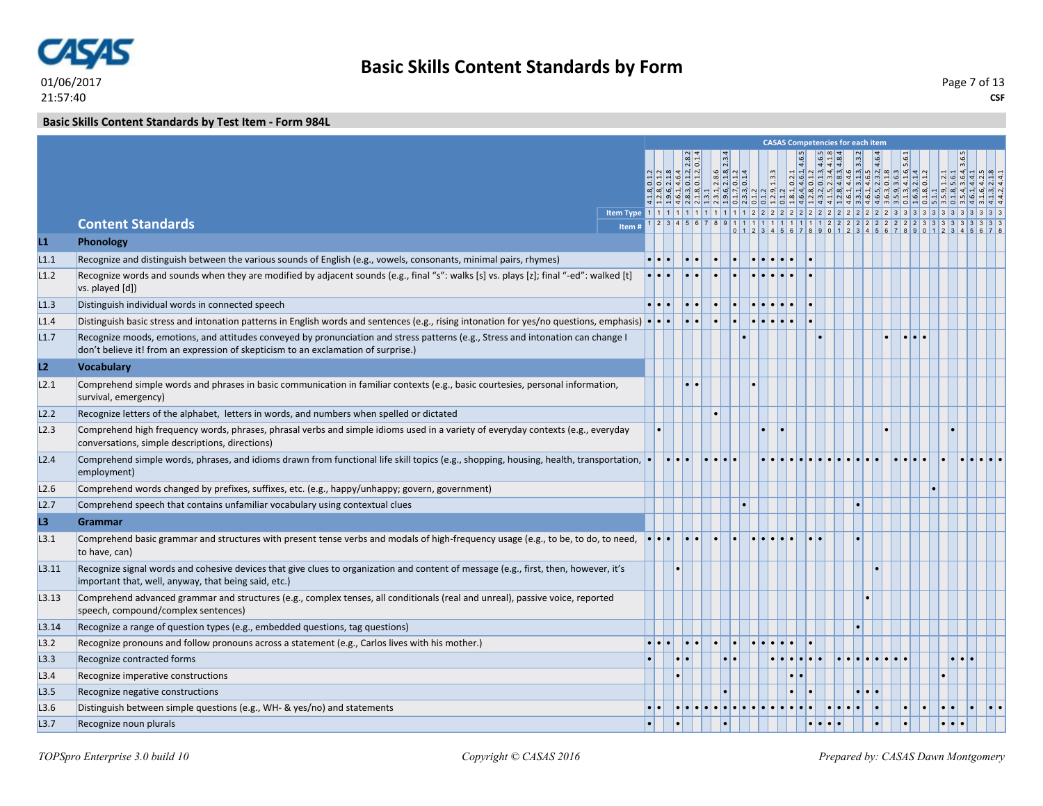## Basic Skills Content Standards by Test Item - Form 984L

| | Content Standards | 1 | 2 | 3 | 4 | 5 | 6 | 7 | 8 | 9 | 10 | 11 | 12 | 13 | 14 | 15 | 16 | 17 | 18 | 19 | 20 | 21 | 22 | 23 | 24 | 25 | 26 | 27 | 28 | 29 | 30 | 31 | 32 | 33 | 34 | 35 | 36 | 37 | 38 |
|---|---|---|---|---|---|---|---|---|---|---|---|---|---|---|---|---|---|---|---|---|---|---|---|---|---|---|---|---|---|---|---|---|---|---|---|---|---|---|---|
| | CASAS Competencies for each item | 4.1.8, 0.1.2 | 1.2.8, 0.1.2 | 1.9.6, 2.1.8 | 4.6.1, 4.6.4 | 2.8.3, 0.1.2, 2.8.2 | 2.1.8, 0.1.2, 0.1.4 | 1.3.1 | 2.3.1, 2.8.6 | 1.9.6, 2.1.8, 2.3.4 | 0.1.7, 0.1.2 | 2.3.3, 0.1.4 | 0.1.2 | 0.1.2 | 1.2.9, 1.3.3 | 0.1.2 | 1.8.1, 0.2.1 | 4.6.4, 4.6.1, 4.6.5 | 1.2.8, 0.1.2 | 4.3.2, 0.1.3, 4.6.5 | 4.1.5, 2.3.4, 4.1.8 | 1.2.8, 4.8.3, 4.8.4 | 4.6.1, 4.4.6 | 3.3.1, 3.1.3, 3.3.2 | 4.6.1, 4.6.5 | 4.6.5, 2.3.2, 4.6.4 | 3.6.3, 0.1.8 | 3.5.9, 3.6.3 | 0.1.3, 4.1.6, 5.6.1 | 1.6.3, 2.1.4 | 0.1.8, 0.1.2 | 5.1.1 | 3.5.9, 1.2.1 | 0.1.8, 5.6.1 | 3.5.4, 3.6.4, 3.6.5 | 4.6.1, 4.4.1 | 3.1.6, 4.2.5 | 4.1.3, 2.1.8 | 4.4.2, 4.4.1 |
| | Item Type | 1 | 1 | 1 | 1 | 1 | 1 | 1 | 1 | 1 | 1 | 1 | 2 | 2 | 2 | 2 | 2 | 2 | 2 | 2 | 2 | 2 | 2 | 2 | 2 | 2 | 2 | 3 | 3 | 3 | 3 | 3 | 3 | 3 | 3 | 3 | 3 | 3 | 3 |
| | Item # | 1 | 2 | 3 | 4 | 5 | 6 | 7 | 8 | 9 | 10 | 11 | 12 | 13 | 14 | 15 | 16 | 17 | 18 | 19 | 20 | 21 | 22 | 23 | 24 | 25 | 26 | 27 | 28 | 29 | 30 | 31 | 32 | 33 | 34 | 35 | 36 | 37 | 38 |
| **L1** | **Phonology** | | | | | | | | | | | | | | | | | | | | | | | | | | | | | | | | | | | | | | |
| L1.1 | Recognize and distinguish between the various sounds of English (e.g., vowels, consonants, minimal pairs, rhymes) | • | • | • | | • | • | | • | | • | | • | • | • | • | • | | • | | | | | | | | | | | | | | | | | | | | |
| L1.2 | Recognize words and sounds when they are modified by adjacent sounds (e.g., final "s": walks [s] vs. plays [z]; final "-ed": walked [t] vs. played [d]) | • | • | • | | • | • | | • | | • | | • | • | • | • | • | | • | | | | | | | | | | | | | | | | | | | | |
| L1.3 | Distinguish individual words in connected speech | • | • | • | | • | • | | • | | • | | • | • | • | • | • | | • | | | | | | | | | | | | | | | | | | | | |
| L1.4 | Distinguish basic stress and intonation patterns in English words and sentences (e.g., rising intonation for yes/no questions, emphasis) | • | • | • | | • | • | | • | | • | | • | • | • | • | • | | • | | | | | | | | | | | | | | | | | | | | |
| L1.7 | Recognize moods, emotions, and attitudes conveyed by pronunciation and stress patterns (e.g., Stress and intonation can change I don't believe it! from an expression of skepticism to an exclamation of surprise.) | | | | | | | | | | | • | | | | | | | | • | | | | | | | • | | • | • | • | | | | | | | | |
| **L2** | **Vocabulary** | | | | | | | | | | | | | | | | | | | | | | | | | | | | | | | | | | | | | | |
| L2.1 | Comprehend simple words and phrases in basic communication in familiar contexts (e.g., basic courtesies, personal information, survival, emergency) | | | | | • | • | | | | | | • | | | | | | | | | | | | | | | | | | | | | | | | | | |
| L2.2 | Recognize letters of the alphabet, letters in words, and numbers when spelled or dictated | | | | | | | | • | | | | | | | | | | | | | | | | | | | | | | | | | | | | | | |
| L2.3 | Comprehend high frequency words, phrases, phrasal verbs and simple idioms used in a variety of everyday contexts (e.g., everyday conversations, simple descriptions, directions) | | • | | | | | | | | | | | • | | • | | | | | | | | | | | • | | | | | | | • | | | | | |
| L2.4 | Comprehend simple words, phrases, and idioms drawn from functional life skill topics (e.g., shopping, housing, health, transportation, employment) | • | | • | • | • | | • | • | • | • | | | • | • | • | • | • | • | • | • | • | • | • | • | • | | • | • | • | • | | • | | • | • | • | • | • |
| L2.6 | Comprehend words changed by prefixes, suffixes, etc. (e.g., happy/unhappy; govern, government) | | | | | | | | | | | | | | | | | | | | | | | | | | | | | | | • | | | | | | | |
| L2.7 | Comprehend speech that contains unfamiliar vocabulary using contextual clues | | | | | | | | | | | • | | | | | | | | | | | | • | | | | | | | | | | | | | | | |
| **L3** | **Grammar** | | | | | | | | | | | | | | | | | | | | | | | | | | | | | | | | | | | | | | |
| L3.1 | Comprehend basic grammar and structures with present tense verbs and modals of high-frequency usage (e.g., to be, to do, to need, to have, can) | • | • | • | | • | • | | • | | • | | • | • | • | • | • | | • | • | | | | • | | | | | | | | | | | | | | | |
| L3.11 | Recognize signal words and cohesive devices that give clues to organization and content of message (e.g., first, then, however, it's important that, well, anyway, that being said, etc.) | | | | • | | | | | | | | | | | | | | | | | | | | | • | | | | | | | | | | | | | |
| L3.13 | Comprehend advanced grammar and structures (e.g., complex tenses, all conditionals (real and unreal), passive voice, reported speech, compound/complex sentences) | | | | | | | | | | | | | | | | | | | | | | | | • | | | | | | | | | | | | | | |
| L3.14 | Recognize a range of question types (e.g., embedded questions, tag questions) | | | | | | | | | | | | | | | | | | | | | | | • | | | | | | | | | | | | | | | |
| L3.2 | Recognize pronouns and follow pronouns across a statement (e.g., Carlos lives with his mother.) | • | • | • | | • | • | | • | | • | | • | • | • | • | • | | • | | | | | | | | | | | | | | | | | | | | |
| L3.3 | Recognize contracted forms | • | | | • | • | | | | • | • | | | | • | • | • | • | • | • | | • | • | • | • | • | • | • | • | | | | | • | • | • | | | |
| L3.4 | Recognize imperative constructions | | | | • | | | | | | | | | | | | • | • | | | | | | | | | | | | | | | • | | | | | | |
| L3.5 | Recognize negative constructions | | | | | | | | | • | | | | | | | • | | • | | | | | • | • | • | | | | | | | | | | | | | |
| L3.6 | Distinguish between simple questions (e.g., WH- & yes/no) and statements | • | • | | • | • | • | • | • | • | • | • | • | • | • | • | • | • | • | | • | • | • | • | | • | | | • | | • | | • | • | | • | | • | • |
| L3.7 | Recognize noun plurals | • | | | • | | | | | • | | | | | | | | | • | • | • | • | | | | • | | | • | | | | • | • | • | | | | |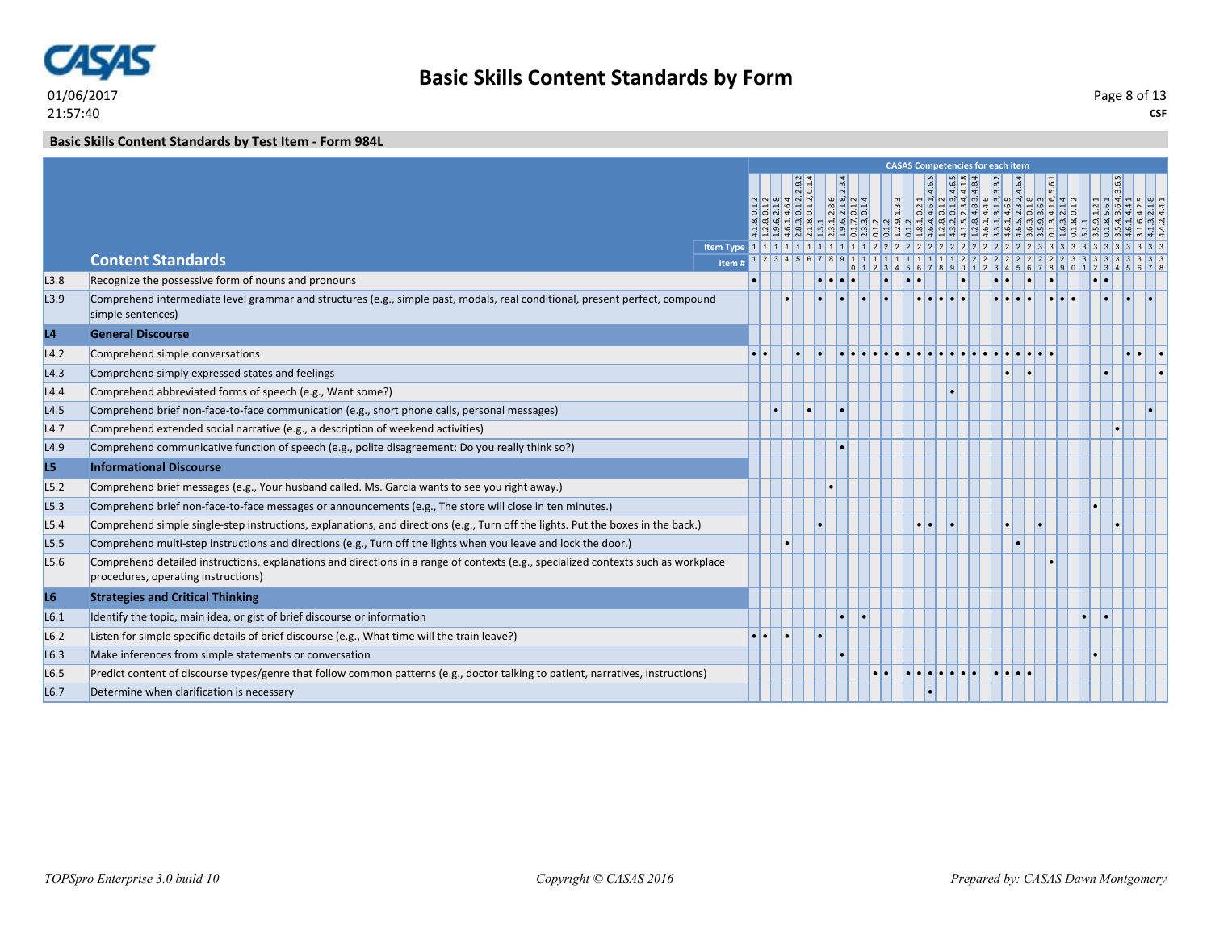## Basic Skills Content Standards by Form

01/06/2017
21:57:40

CSF

### Basic Skills Content Standards by Test Item - Form 984L

| | Content Standards | 1 | 2 | 3 | 4 | 5 | 6 | 7 | 8 | 9 | 10 | 11 | 12 | 13 | 14 | 15 | 16 | 17 | 18 | 19 | 20 | 21 | 22 | 23 | 24 | 25 | 26 | 27 | 28 | 29 | 30 | 31 | 32 | 33 | 34 | 35 | 36 | 37 | 38 |
|---|---|---|---|---|---|---|---|---|---|---|---|---|---|---|---|---|---|---|---|---|---|---|---|---|---|---|---|---|---|---|---|---|---|---|---|---|---|---|---|
| | CASAS Competencies for each item | 4.1.8, 0.1.2 | 1.2.8, 0.1.2 | 1.9.6, 2.1.8 | 4.6.1, 4.6.4 | 2.8.3, 0.1.2, 2.8.2 | 2.1.8, 0.1.2, 0.1.4 | 1.3.1 | 2.3.1, 2.8.6 | 1.9.6, 2.1.8, 2.3.4 | 0.1.7, 0.1.2 | 2.3.3, 0.1.4 | 0.1.2 | 0.1.2 | 1.2.9, 1.3.3 | 0.1.2 | 1.8.1, 0.2.1 | 4.6.4, 4.6.1, 4.6.5 | 1.2.8, 0.1.2 | 4.3.2, 0.1.3, 4.6.5 | 4.1.5, 2.3.4, 4.1.8 | 1.2.8, 4.8.3, 4.8.4 | 4.6.1, 4.4.6 | 3.3.1, 3.1.3, 3.3.2 | 4.6.1, 4.6.5 | 4.6.5, 2.3.2, 4.6.4 | 3.6.3, 0.1.8 | 3.5.9, 3.6.3 | 0.1.3, 4.1.6, 5.6.1 | 1.6.3, 2.1.4 | 0.1.8, 0.1.2 | 5.1.1 | 3.5.9, 1.2.1 | 0.1.8, 5.6.1 | 3.5.4, 3.6.4, 3.6.5 | 4.6.1, 4.4.1 | 3.1.6, 4.2.5 | 4.1.3, 2.1.8 | 4.4.2, 4.4.1 |
| | Item Type | 1 | 1 | 1 | 1 | 1 | 1 | 1 | 1 | 1 | 1 | 1 | 2 | 2 | 2 | 2 | 2 | 2 | 2 | 2 | 2 | 2 | 2 | 2 | 2 | 2 | 2 | 2 | 3 | 3 | 3 | 3 | 3 | 3 | 3 | 3 | 3 | 3 | 3 |
| L3.8 | Recognize the possessive form of nouns and pronouns | • | | | | | | • | • | • | • | | | • | | • | • | | | | • | | | • | • | | • | | • | | | | • | • | | | | | |
| L3.9 | Comprehend intermediate level grammar and structures (e.g., simple past, modals, real conditional, present perfect, compound simple sentences) | | | | • | | | • | | • | | • | | • | | | • | • | • | • | • | | | • | • | • | • | | • | • | • | | | • | | • | | • | |
| **L4** | **General Discourse** | | | | | | | | | | | | | | | | | | | | | | | | | | | | | | | | | | | | | | |
| L4.2 | Comprehend simple conversations | • | • | | | • | | • | | • | • | • | • | • | • | • | • | • | • | • | • | • | • | • | • | • | • | • | • | | | | | | | • | • | | • |
| L4.3 | Comprehend simply expressed states and feelings | | | | | | | | | | | | | | | | | | | | | | | | • | | • | | | | | | | • | | | | | • |
| L4.4 | Comprehend abbreviated forms of speech (e.g., Want some?) | | | | | | | | | | | | | | | | | | | • | | | | | | | | | | | | | | | | | | | |
| L4.5 | Comprehend brief non-face-to-face communication (e.g., short phone calls, personal messages) | | | • | | | • | | | • | | | | | | | | | | | | | | | | | | | | | | | | | | | | • | |
| L4.7 | Comprehend extended social narrative (e.g., a description of weekend activities) | | | | | | | | | | | | | | | | | | | | | | | | | | | | | | | | | | • | | | | |
| L4.9 | Comprehend communicative function of speech (e.g., polite disagreement: Do you really think so?) | | | | | | | | | • | | | | | | | | | | | | | | | | | | | | | | | | | | | | | |
| **L5** | **Informational Discourse** | | | | | | | | | | | | | | | | | | | | | | | | | | | | | | | | | | | | | | |
| L5.2 | Comprehend brief messages (e.g., Your husband called. Ms. Garcia wants to see you right away.) | | | | | | | | • | | | | | | | | | | | | | | | | | | | | | | | | | | | | | | |
| L5.3 | Comprehend brief non-face-to-face messages or announcements (e.g., The store will close in ten minutes.) | | | | | | | | | | | | | | | | | | | | | | | | | | | | | | | | • | | | | | | |
| L5.4 | Comprehend simple single-step instructions, explanations, and directions (e.g., Turn off the lights. Put the boxes in the back.) | | | | | | | • | | | | | | | | | • | • | | • | | | | | • | | | • | | | | | | | • | | | | |
| L5.5 | Comprehend multi-step instructions and directions (e.g., Turn off the lights when you leave and lock the door.) | | | | • | | | | | | | | | | | | | | | | | | | | | | | | | | | | | | | | | | |
| L5.6 | Comprehend detailed instructions, explanations and directions in a range of contexts (e.g., specialized contexts such as workplace procedures, operating instructions) | | | | | | | | | | | | | | | | | | | | | | | | | | | | • | | | | | | | | | | |
| **L6** | **Strategies and Critical Thinking** | | | | | | | | | | | | | | | | | | | | | | | | | | | | | | | | | | | | | | |
| L6.1 | Identify the topic, main idea, or gist of brief discourse or information | | | | | | | | | • | | • | | | | | | | | | | | | | | | | | | | | • | | • | | | | | |
| L6.2 | Listen for simple specific details of brief discourse (e.g., What time will the train leave?) | • | • | | • | | | • | | | | | | | | | | | | | | | | | | | | | | | | | | | | | | | |
| L6.3 | Make inferences from simple statements or conversation | | | | | | | | | • | | | | | | | | | | | | | | | | | | | | | | | • | | | | | | |
| L6.5 | Predict content of discourse types/genre that follow common patterns (e.g., doctor talking to patient, narratives, instructions) | | | | | | | | | | | | • | • | | • | • | • | • | • | • | • | | • | • | • | • | | | | | | | | | | | | |
| L6.7 | Determine when clarification is necessary | | | | | | | | | | | | | | | | | • | | | | | | | | | | | | | | | | | | | | | |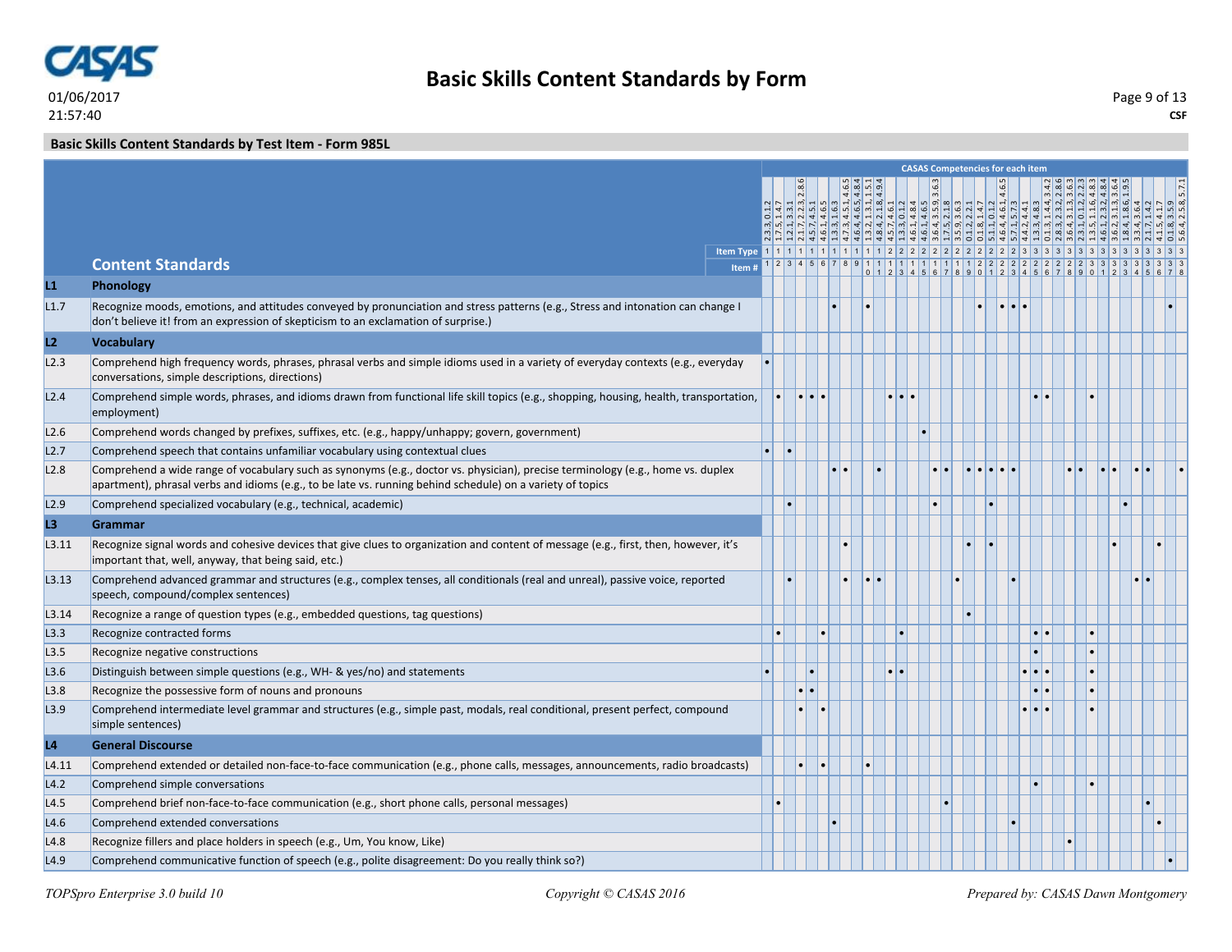# Basic Skills Content Standards by Form

01/06/2017
21:57:40

CSF

## Basic Skills Content Standards by Test Item - Form 985L

CASAS Competencies for each item

| | Content Standards | 1 | 2 | 3 | 4 | 5 | 6 | 7 | 8 | 9 | 10 | 11 | 12 | 13 | 14 | 15 | 16 | 17 | 18 | 19 | 20 | 21 | 22 | 23 | 24 | 25 | 26 | 27 | 28 | 29 | 30 | 31 | 32 | 33 | 34 | 35 | 36 | 37 | 38 |
|---|---|---|---|---|---|---|---|---|---|---|---|---|---|---|---|---|---|---|---|---|---|---|---|---|---|---|---|---|---|---|---|---|---|---|---|---|---|---|---|
| | CASAS Competencies | 2.3.3, 0.1.2 | 1.7.5, 1.4.7 | 1.2.1, 3.3.1 | 2.1.7, 2.2.3, 2.8.6 | 4.5.7, 4.5.1 | 4.6.1, 4.6.5 | 1.3.3, 1.6.3 | 4.7.3, 4.5.1, 4.6.5 | 4.6.4, 4.6.5, 4.8.4 | 1.3.2, 1.3.1, 1.5.1 | 4.8.4, 2.1.8, 4.9.4 | 4.5.7, 4.6.1 | 1.3.3, 0.1.2 | 4.6.1, 4.8.4 | 4.6.1, 4.6.5 | 3.6.4, 3.5.9, 3.6.3 | 1.7.5, 2.1.8 | 3.5.9, 3.6.3 | 0.1.2, 2.2.1 | 0.1.8, 1.4.7 | 5.1.1, 0.1.2 | 4.6.4, 4.6.1, 4.6.5 | 5.7.1, 5.7.3 | 4.4.2, 4.4.1 | 1.3.3, 4.8.3 | 0.1.3, 1.4.4, 3.4.2 | 2.8.3, 2.3.2, 2.8.6 | 3.6.4, 3.1.3, 3.6.3 | 2.3.1, 0.1.2, 2.2.3 | 1.3.5, 1.1.6, 4.8.3 | 4.6.1, 2.3.2, 4.8.4 | 3.6.2, 3.1.3, 3.6.4 | 1.8.4, 1.8.6, 1.9.5 | 3.3.4, 3.6.4 | 2.1.7, 1.4.2 | 4.1.5, 4.1.7 | 0.1.8, 3.5.9 | 5.6.4, 2.5.8, 5.7.1 |
| | Item Type | 1 | 1 | 1 | 1 | 1 | 1 | 1 | 1 | 1 | 1 | 1 | 2 | 2 | 2 | 2 | 2 | 2 | 2 | 2 | 2 | 2 | 2 | 2 | 3 | 3 | 3 | 3 | 3 | 3 | 3 | 3 | 3 | 3 | 3 | 3 | 3 | 3 | 3 |
| **L1** | **Phonology** | | | | | | | | | | | | | | | | | | | | | | | | | | | | | | | | | | | | | | |
| L1.7 | Recognize moods, emotions, and attitudes conveyed by pronunciation and stress patterns (e.g., Stress and intonation can change I don't believe it! from an expression of skepticism to an exclamation of surprise.) | | | | | | | • | | | • | | | | | | | | | | • | | • | • | • | | | | | | | | | | | | | • | |
| **L2** | **Vocabulary** | | | | | | | | | | | | | | | | | | | | | | | | | | | | | | | | | | | | | | |
| L2.3 | Comprehend high frequency words, phrases, phrasal verbs and simple idioms used in a variety of everyday contexts (e.g., everyday conversations, simple descriptions, directions) | • | | | | | | | | | | | | | | | | | | | | | | | | | | | | | | | | | | | | | |
| L2.4 | Comprehend simple words, phrases, and idioms drawn from functional life skill topics (e.g., shopping, housing, health, transportation, employment) | | • | | • | • | • | | | | | | • | • | • | | | | | | | | | | | • | • | | | | • | | | | | | | | |
| L2.6 | Comprehend words changed by prefixes, suffixes, etc. (e.g., happy/unhappy; govern, government) | | | | | | | | | | | | | | | • | | | | | | | | | | | | | | | | | | | | | | | |
| L2.7 | Comprehend speech that contains unfamiliar vocabulary using contextual clues | • | | • | | | | | | | | | | | | | | | | | | | | | | | | | | | | | | | | | | | |
| L2.8 | Comprehend a wide range of vocabulary such as synonyms (e.g., doctor vs. physician), precise terminology (e.g., home vs. duplex apartment), phrasal verbs and idioms (e.g., to be late vs. running behind schedule) on a variety of topics | | | | | | | • | • | | | • | | | | | • | • | | • | • | • | • | • | | | | | • | • | | • | • | | • | • | | | • |
| L2.9 | Comprehend specialized vocabulary (e.g., technical, academic) | | | • | | | | | | | | | | | | | • | | | | | • | | | | | | | | | | | | • | | | | | |
| **L3** | **Grammar** | | | | | | | | | | | | | | | | | | | | | | | | | | | | | | | | | | | | | | |
| L3.11 | Recognize signal words and cohesive devices that give clues to organization and content of message (e.g., first, then, however, it's important that, well, anyway, that being said, etc.) | | | | | | | | • | | | | | | | | | | | • | | • | | | | | | | | | | | • | | | | • | | |
| L3.13 | Comprehend advanced grammar and structures (e.g., complex tenses, all conditionals (real and unreal), passive voice, reported speech, compound/complex sentences) | | | • | | | | | • | | • | • | | | | | | | • | | | | | • | | | | | | | | | | | • | • | | | |
| L3.14 | Recognize a range of question types (e.g., embedded questions, tag questions) | | | | | | | | | | | | | | | | | | | • | | | | | | | | | | | | | | | | | | | |
| L3.3 | Recognize contracted forms | | • | | | | • | | | | | | | • | | | | | | | | | | | | • | • | | | | • | | | | | | | | |
| L3.5 | Recognize negative constructions | | | | | | | | | | | | | | | | | | | | | | | | | • | | | | | • | | | | | | | | |
| L3.6 | Distinguish between simple questions (e.g., WH- & yes/no) and statements | • | | | | • | | | | | | | • | • | | | | | | | | | | | • | • | • | | | | • | | | | | | | | |
| L3.8 | Recognize the possessive form of nouns and pronouns | | | | • | • | | | | | | | | | | | | | | | | | | | | • | • | | | | • | | | | | | | | |
| L3.9 | Comprehend intermediate level grammar and structures (e.g., simple past, modals, real conditional, present perfect, compound simple sentences) | | | | • | | • | | | | | | | | | | | | | | | | | | • | • | • | | | | • | | | | | | | | |
| **L4** | **General Discourse** | | | | | | | | | | | | | | | | | | | | | | | | | | | | | | | | | | | | | | |
| L4.11 | Comprehend extended or detailed non-face-to-face communication (e.g., phone calls, messages, announcements, radio broadcasts) | | | | • | | • | | | | • | | | | | | | | | | | | | | | | | | | | | | | | | | | | |
| L4.2 | Comprehend simple conversations | | | | | | | | | | | | | | | | | | | | | | | | | • | | | | | • | | | | | | | | |
| L4.5 | Comprehend brief non-face-to-face communication (e.g., short phone calls, personal messages) | | • | | | | | | | | | | | | | | | • | | | | | | | | | | | | | | | | | | • | | | |
| L4.6 | Comprehend extended conversations | | | | | | | • | | | | | | | | | | | | | | | | • | | | | | | | | | | | | | • | | |
| L4.8 | Recognize fillers and place holders in speech (e.g., Um, You know, Like) | | | | | | | | | | | | | | | | | | | | | | | | | | | | • | | | | | | | | | | |
| L4.9 | Comprehend communicative function of speech (e.g., polite disagreement: Do you really think so?) | | | | | | | | | | | | | | | | | | | | | | | | | | | | | | | | | | | | | • | |

*TOPSpro Enterprise 3.0 build 10* | *Copyright © CASAS 2016* | *Prepared by: CASAS Dawn Montgomery*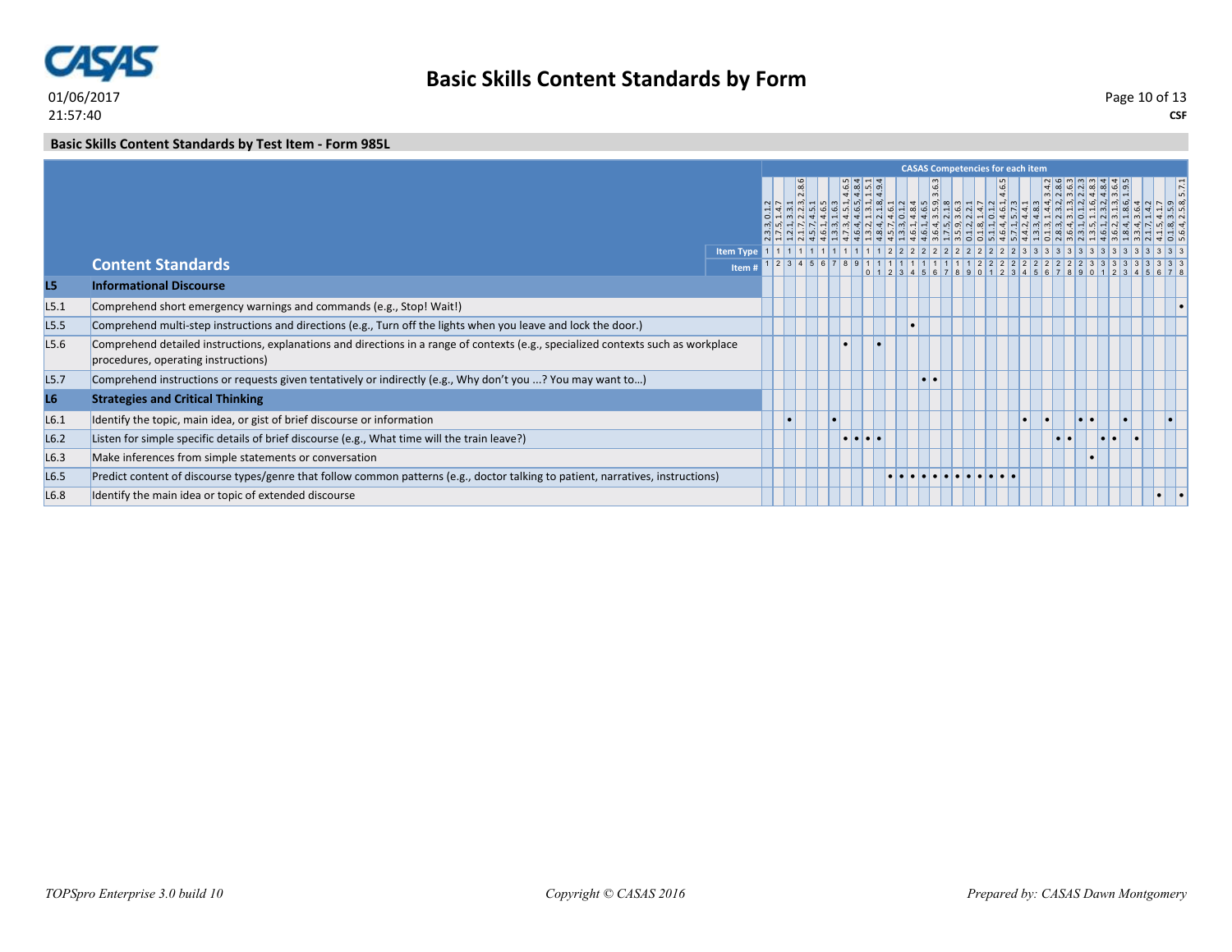## Basic Skills Content Standards by Form

### Basic Skills Content Standards by Test Item - Form 985L

CASAS Competencies for each item

| Code | Content Standards | 1 | 2 | 3 | 4 | 5 | 6 | 7 | 8 | 9 | 10 | 11 | 12 | 13 | 14 | 15 | 16 | 17 | 18 | 19 | 20 | 21 | 22 | 23 | 24 | 25 | 26 | 27 | 28 | 29 | 30 | 31 | 32 | 33 | 34 | 35 | 36 | 37 | 38 |
|---|---|---|---|---|---|---|---|---|---|---|---|---|---|---|---|---|---|---|---|---|---|---|---|---|---|---|---|---|---|---|---|---|---|---|---|---|---|---|---|
| | CASAS Competencies | 2.3.3, 0.1.2 | 1.7.5, 1.4.7 | 1.2.1, 3.3.1 | 2.1.7, 2.2.3, 2.8.6 | 4.5.7, 4.5.1 | 4.6.1, 4.6.5 | 1.3.3, 1.6.3 | 4.7.3, 4.5.1, 4.6.5 | 4.6.4, 4.6.5, 4.8.4 | 1.3.2, 1.3.1, 1.5.1 | 4.8.4, 2.1.8, 4.9.4 | 4.5.7, 4.6.1 | 1.3.3, 0.1.2 | 4.6.1, 4.8.4 | 4.6.1, 4.6.5 | 3.6.4, 3.5.9, 3.6.3 | 1.7.5, 2.1.8 | 3.5.9, 3.6.3 | 0.1.2, 2.2.1 | 0.1.8, 1.4.7 | 5.1.1, 0.1.2 | 4.6.4, 4.6.1, 4.6.5 | 5.7.1, 5.7.3 | 4.4.2, 4.4.1 | 1.3.3, 4.8.3 | 0.1.3, 1.4.4, 3.4.2 | 2.8.3, 2.3.2, 2.8.6 | 3.6.4, 3.1.3, 3.6.3 | 2.3.1, 0.1.2, 2.2.3 | 1.3.5, 1.1.6, 4.8.3 | 4.6.1, 2.3.2, 4.8.4 | 3.6.2, 3.1.3, 3.6.4 | 1.8.4, 1.8.6, 1.9.5 | 3.3.4, 3.6.4 | 2.1.7, 1.4.2 | 4.1.5, 4.1.7 | 0.1.8, 3.5.9 | 5.6.4, 2.5.8, 5.7.1 |
| | Item Type | 1 | 1 | 1 | 1 | 1 | 1 | 1 | 1 | 1 | 1 | 1 | 1 | 2 | 2 | 2 | 2 | 2 | 2 | 2 | 2 | 2 | 2 | 2 | 2 | 3 | 3 | 3 | 3 | 3 | 3 | 3 | 3 | 3 | 3 | 3 | 3 | 3 | 3 |
| **L5** | **Informational Discourse** | | | | | | | | | | | | | | | | | | | | | | | | | | | | | | | | | | | | | | |
| L5.1 | Comprehend short emergency warnings and commands (e.g., Stop! Wait!) | | | | | | | | | | | | | | | | | | | | | | | | | | | | | | | | | | | | | | • |
| L5.5 | Comprehend multi-step instructions and directions (e.g., Turn off the lights when you leave and lock the door.) | | | | | | | | | | | | | | • | | | | | | | | | | | | | | | | | | | | | | | | |
| L5.6 | Comprehend detailed instructions, explanations and directions in a range of contexts (e.g., specialized contexts such as workplace procedures, operating instructions) | | | | | | | | • | | | • | | | | | | | | | | | | | | | | | | | | | | | | | | | |
| L5.7 | Comprehend instructions or requests given tentatively or indirectly (e.g., Why don't you ...? You may want to…) | | | | | | | | | | | | | | | • | • | | | | | | | | | | | | | | | | | | | | | | |
| **L6** | **Strategies and Critical Thinking** | | | | | | | | | | | | | | | | | | | | | | | | | | | | | | | | | | | | | | |
| L6.1 | Identify the topic, main idea, or gist of brief discourse or information | | | • | | | | • | | | | | | | | | | | | | | | | | • | | • | | | • | • | | | • | | | | • | |
| L6.2 | Listen for simple specific details of brief discourse (e.g., What time will the train leave?) | | | | | | | | • | • | • | • | | | | | | | | | | | | | | | | • | • | | | • | • | | • | | | | |
| L6.3 | Make inferences from simple statements or conversation | | | | | | | | | | | | | | | | | | | | | | | | | | | | | | • | | | | | | | | |
| L6.5 | Predict content of discourse types/genre that follow common patterns (e.g., doctor talking to patient, narratives, instructions) | | | | | | | | | | | | • | • | • | • | • | • | • | • | • | • | • | • | | | | | | | | | | | | | | | |
| L6.8 | Identify the main idea or topic of extended discourse | | | | | | | | | | | | | | | | | | | | | | | | | | | | | | | | | | | | • | | • |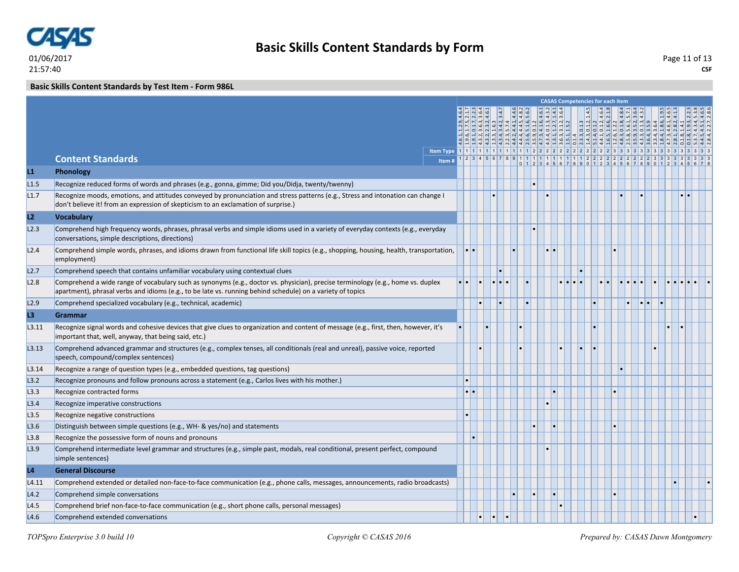## Basic Skills Content Standards by Form

01/06/2017
21:57:40

CSF

### Basic Skills Content Standards by Test Item - Form 986L

| | Content Standards | 1 | 2 | 3 | 4 | 5 | 6 | 7 | 8 | 9 | 10 | 11 | 12 | 13 | 14 | 15 | 16 | 17 | 18 | 19 | 20 | 21 | 22 | 23 | 24 | 25 | 26 | 27 | 28 | 29 | 30 | 31 | 32 | 33 | 34 | 35 | 36 | 37 | 38 |
|---|---|---|---|---|---|---|---|---|---|---|---|---|---|---|---|---|---|---|---|---|---|---|---|---|---|---|---|---|---|---|---|---|---|---|---|---|---|---|---|
| | CASAS Competencies for each item | 4.6.1, 1.2.9, 4.6.4 | 1.9.6, 1.7.5, 2.1.7 | 1.9.1, 0.1.7, 2.2.3 | 4.3.2, 3.6.3, 3.6.4 | 4.3.2, 2.3.2, 4.6.1 | 1.3.3, 1.6.3 | 4.3.4, 3.4.2, 3.4.7 | 2.2.3, 5.7.4 | 4.4.2, 4.4.1, 4.4.6 | 4.4.4, 4.4.5, 4.8.2 | 2.5.6, 5.1.6, 5.6.2 | 3.5.9, 0.1.2 | 4.7.3, 4.1.6, 4.6.1 | 4.3.4, 0.1.3, 4.3.2 | 1.3.1, 1.2.7, 1.4.1 | 3.6.3, 3.1.2, 3.6.4 | 1.5.1, 1.5.2 | 0.1.4 | 2.3.3, 0.1.3 | 1.4.3, 0.1.2, 1.4.5 | 5.1.4, 0.1.2 | 4.4.1, 0.1.2, 4.6.4 | 1.6.5, 1.6.6, 2.1.8 | 1.2.6, 1.2.2 | 4.8.3, 0.1.8, 4.8.4 | 2.5.8, 5.6.1, 5.7.1 | 3.5.9, 3.5.2, 3.6.4 | 4.3.3, 0.1.3, 4.3.2 | 3.6.4, 3.5.9 | 3.3.4, 3.6.4 | 1.8.4, 1.8.6, 1.9.5 | 4.7.3, 4.6.1, 4.6.5 | 2.8.1, 2.8.2, 4.1.3 | 0.1.8, 1.4.1 | 0.1.8, 1.9.3, 2.2.3 | 5.3.7, 4.3.4, 5.3.8 | 4.4.5, 4.5.1, 4.6.5 | 2.8.4, 2.2.7, 2.8.6 |
| | Item Type | 1 | 1 | 1 | 1 | 1 | 1 | 1 | 1 | 1 | 1 | 1 | 2 | 2 | 2 | 2 | 2 | 2 | 2 | 2 | 2 | 2 | 2 | 2 | 3 | 3 | 3 | 3 | 3 | 3 | 3 | 3 | 3 | 3 | 3 | 3 | 3 | 3 | 3 |
| **L1** | **Phonology** | | | | | | | | | | | | | | | | | | | | | | | | | | | | | | | | | | | | | | |
| L1.5 | Recognize reduced forms of words and phrases (e.g., gonna, gimme; Did you/Didja, twenty/twenny) | | | | | | | | | | | | • | | | | | | | | | | | | | | | | | | | | | | | | | | |
| L1.7 | Recognize moods, emotions, and attitudes conveyed by pronunciation and stress patterns (e.g., Stress and intonation can change I don't believe it! from an expression of skepticism to an exclamation of surprise.) | | | | | | • | | | | | | | | • | | | | | | | | | | | • | | | • | | | | | | • | • | | | |
| **L2** | **Vocabulary** | | | | | | | | | | | | | | | | | | | | | | | | | | | | | | | | | | | | | | |
| L2.3 | Comprehend high frequency words, phrases, phrasal verbs and simple idioms used in a variety of everyday contexts (e.g., everyday conversations, simple descriptions, directions) | | | | | | | | | | | | • | | | | | | | | | | | | | | | | | | | | | | | | | | |
| L2.4 | Comprehend simple words, phrases, and idioms drawn from functional life skill topics (e.g., shopping, housing, health, transportation, employment) | | • | • | | | | | | • | | | | | • | • | | | | | | | | | • | | | | | | | | | | | | | | |
| L2.7 | Comprehend speech that contains unfamiliar vocabulary using contextual clues | | | | | | | • | | | | | | | | | | | | • | | | | | | | | | | | | | | | | | | | |
| L2.8 | Comprehend a wide range of vocabulary such as synonyms (e.g., doctor vs. physician), precise terminology (e.g., home vs. duplex apartment), phrasal verbs and idioms (e.g., to be late vs. running behind schedule) on a variety of topics | • | • | | • | | • | • | • | | | • | | | | | • | • | • | • | | | • | • | | • | • | • | • | | • | | • | • | • | • | • | | • |
| L2.9 | Comprehend specialized vocabulary (e.g., technical, academic) | | | | • | | | • | | | | • | | | | | | | | | | • | | | | | • | | • | • | | • | | | | | | | |
| **L3** | **Grammar** | | | | | | | | | | | | | | | | | | | | | | | | | | | | | | | | | | | | | | |
| L3.11 | Recognize signal words and cohesive devices that give clues to organization and content of message (e.g., first, then, however, it's important that, well, anyway, that being said, etc.) | • | | | | • | | | | | • | | | | | | | | | | | • | | | | | | | | | | | • | | • | | | | |
| L3.13 | Comprehend advanced grammar and structures (e.g., complex tenses, all conditionals (real and unreal), passive voice, reported speech, compound/complex sentences) | | | | • | | | | | | • | | | | | | • | | | • | | • | | | | | | | | | • | | | | | | | | |
| L3.14 | Recognize a range of question types (e.g., embedded questions, tag questions) | | | | | | | | | | | | | | | | | | | | | | | | | • | | | | | | | | | | | | | |
| L3.2 | Recognize pronouns and follow pronouns across a statement (e.g., Carlos lives with his mother.) | | • | | | | | | | | | | | | | | | | | | | | | | | | | | | | | | | | | | | | |
| L3.3 | Recognize contracted forms | | • | • | | | | | | | | | | | | • | | | | | | | | | • | | | | | | | | | | | | | | |
| L3.4 | Recognize imperative constructions | | | | | | | | | | | | | | • | | | | | | | | | | | | | | | | | | | | | | | | |
| L3.5 | Recognize negative constructions | | • | | | | | | | | | | | | | | | | | | | | | | | | | | | | | | | | | | | | |
| L3.6 | Distinguish between simple questions (e.g., WH- & yes/no) and statements | | | | | | | | | | | | • | | | • | | | | | | | | | • | | | | | | | | | | | | | | |
| L3.8 | Recognize the possessive form of nouns and pronouns | | | • | | | | | | | | | | | | | | | | | | | | | | | | | | | | | | | | | | | |
| L3.9 | Comprehend intermediate level grammar and structures (e.g., simple past, modals, real conditional, present perfect, compound simple sentences) | | | | | | | | | | | | | | • | | | | | | | | | | | | | | | | | | | | | | | | |
| **L4** | **General Discourse** | | | | | | | | | | | | | | | | | | | | | | | | | | | | | | | | | | | | | | |
| L4.11 | Comprehend extended or detailed non-face-to-face communication (e.g., phone calls, messages, announcements, radio broadcasts) | | | | | | | | | | | | | | | | | | | | | | | | | | | | | | | | | • | | | | | • |
| L4.2 | Comprehend simple conversations | | | | | | | | | • | | | • | | | • | | | | | | | | | • | | | | | | | | | | | | | | |
| L4.5 | Comprehend brief non-face-to-face communication (e.g., short phone calls, personal messages) | | | | | | | | | | | | | | | | • | | | | | | | | | | | | | | | | | | | | | | |
| L4.6 | Comprehend extended conversations | | | | • | | • | | • | | | | | | | | | | | | | | | | | | | | | | | | | | | | • | | |

*TOPSpro Enterprise 3.0 build 10* — *Copyright © CASAS 2016* — *Prepared by: CASAS Dawn Montgomery*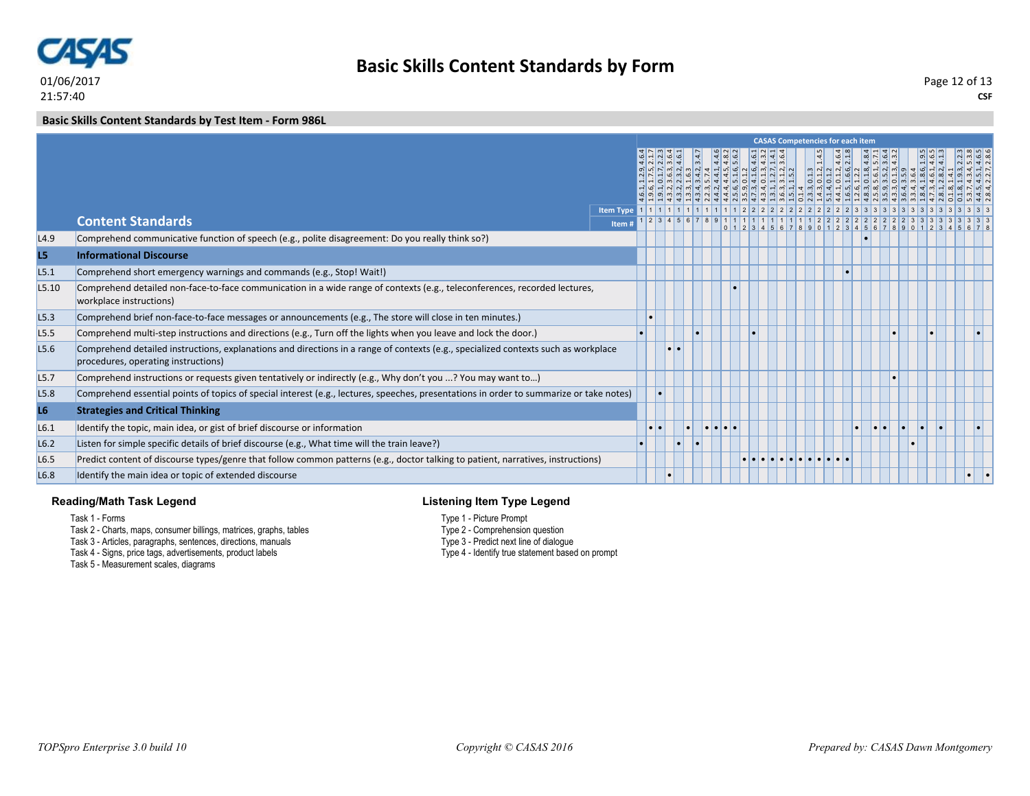# Basic Skills Content Standards by Form

01/06/2017
21:57:40

CSF

## Basic Skills Content Standards by Test Item - Form 986L

| | Content Standards | 1 | 2 | 3 | 4 | 5 | 6 | 7 | 8 | 9 | 10 | 11 | 12 | 13 | 14 | 15 | 16 | 17 | 18 | 19 | 20 | 21 | 22 | 23 | 24 | 25 | 26 | 27 | 28 | 29 | 30 | 31 | 32 | 33 | 34 | 35 | 36 | 37 | 38 |
|---|---|---|---|---|---|---|---|---|---|---|---|---|---|---|---|---|---|---|---|---|---|---|---|---|---|---|---|---|---|---|---|---|---|---|---|---|---|---|---|
| | CASAS Competencies for each item | 4.6.1, 1.2.9, 4.6.4 | 1.9.6, 1.7.5, 2.1.7 | 1.9.1, 0.1.7, 2.2.3 | 4.3.2, 3.6.3, 3.6.4 | 4.3.2, 2.3.2, 4.6.1 | 1.3.3, 1.6.3 | 4.3.4, 3.4.2, 3.4.7 | 2.2.3, 5.7.4 | 4.4.2, 4.4.1, 4.4.6 | 4.4.4, 4.4.5, 4.8.2 | 2.5.6, 5.1.6, 5.6.2 | 3.5.9, 0.1.2 | 4.7.3, 4.1.6, 4.6.1 | 4.3.4, 0.1.3, 4.3.2 | 1.3.1, 1.2.7, 1.4.1 | 3.6.3, 3.1.2, 3.6.4 | 1.5.1, 1.5.2 | 0.1.4 | 2.3.3, 0.1.3 | 1.4.3, 0.1.2, 1.4.5 | 5.1.4, 0.1.2 | 4.4.1, 0.1.2, 4.6.4 | 1.6.5, 1.6.6, 2.1.8 | 1.2.6, 1.2.2 | 4.8.3, 0.1.8, 4.8.4 | 2.5.8, 5.6.1, 5.7.1 | 3.5.9, 3.5.2, 3.6.4 | 4.3.3, 0.1.3, 4.3.2 | 3.6.4, 3.5.9 | 3.3.4, 3.6.4 | 1.8.4, 1.8.6, 1.9.5 | 4.7.3, 4.6.1, 4.6.5 | 2.8.1, 2.8.2, 4.1.3 | 0.1.8, 1.4.1 | 0.1.8, 1.9.3, 2.2.3 | 5.3.7, 4.3.4, 5.3.8 | 4.4.5, 4.5.1, 4.6.5 | 2.8.4, 2.2.7, 2.8.6 |
| | Item Type | 1 | 1 | 1 | 1 | 1 | 1 | 1 | 1 | 1 | 1 | 1 | 2 | 2 | 2 | 2 | 2 | 2 | 2 | 2 | 2 | 2 | 2 | 2 | 2 | 3 | 3 | 3 | 3 | 3 | 3 | 3 | 3 | 3 | 3 | 3 | 3 | 3 | 3 |
| L4.9 | Comprehend communicative function of speech (e.g., polite disagreement: Do you really think so?) | | | | | | | | | | | | | | | | | | | | | | | | | • | | | | | | | | | | | | | |
| **L5** | **Informational Discourse** | | | | | | | | | | | | | | | | | | | | | | | | | | | | | | | | | | | | | | |
| L5.1 | Comprehend short emergency warnings and commands (e.g., Stop! Wait!) | | | | | | | | | | | | | | | | | | | | | | | • | | | | | | | | | | | | | | | |
| L5.10 | Comprehend detailed non-face-to-face communication in a wide range of contexts (e.g., teleconferences, recorded lectures, workplace instructions) | | | | | | | | | | | • | | | | | | | | | | | | | | | | | | | | | | | | | | | |
| L5.3 | Comprehend brief non-face-to-face messages or announcements (e.g., The store will close in ten minutes.) | | • | | | | | | | | | | | | | | | | | | | | | | | | | | | | | | | | | | | | |
| L5.5 | Comprehend multi-step instructions and directions (e.g., Turn off the lights when you leave and lock the door.) | • | | | | | | • | | | | | | • | | | | | | | | | | | | | | | • | | | | • | | | | | • | |
| L5.6 | Comprehend detailed instructions, explanations and directions in a range of contexts (e.g., specialized contexts such as workplace procedures, operating instructions) | | | | • | • | | | | | | | | | | | | | | | | | | | | | | | | | | | | | | | | | |
| L5.7 | Comprehend instructions or requests given tentatively or indirectly (e.g., Why don't you ...? You may want to…) | | | | | | | | | | | | | | | | | | | | | | | | | | | | • | | | | | | | | | | |
| L5.8 | Comprehend essential points of topics of special interest (e.g., lectures, speeches, presentations in order to summarize or take notes) | | | • | | | | | | | | | | | | | | | | | | | | | | | | | | | | | | | | | | | |
| **L6** | **Strategies and Critical Thinking** | | | | | | | | | | | | | | | | | | | | | | | | | | | | | | | | | | | | | | |
| L6.1 | Identify the topic, main idea, or gist of brief discourse or information | | • | • | | | • | | • | • | • | • | | | | | | | | | | | | | • | | • | • | | • | | • | | • | | | | • | |
| L6.2 | Listen for simple specific details of brief discourse (e.g., What time will the train leave?) | • | | | | • | | • | | | | | | | | | | | | | | | | | | | | | | | • | | | | | | | | |
| L6.5 | Predict content of discourse types/genre that follow common patterns (e.g., doctor talking to patient, narratives, instructions) | | | | | | | | | | | | • | • | • | • | • | • | • | • | • | • | • | • | | | | | | | | | | | | | | | |
| L6.8 | Identify the main idea or topic of extended discourse | | | | • | | | | | | | | | | | | | | | | | | | | | | | | | | | | | | | | • | | • |

### Reading/Math Task Legend

- Task 1 - Forms
- Task 2 - Charts, maps, consumer billings, matrices, graphs, tables
- Task 3 - Articles, paragraphs, sentences, directions, manuals
- Task 4 - Signs, price tags, advertisements, product labels
- Task 5 - Measurement scales, diagrams

### Listening Item Type Legend

- Type 1 - Picture Prompt
- Type 2 - Comprehension question
- Type 3 - Predict next line of dialogue
- Type 4 - Identify true statement based on prompt

*TOPSpro Enterprise 3.0 build 10*

*Copyright © CASAS 2016*

*Prepared by: CASAS Dawn Montgomery*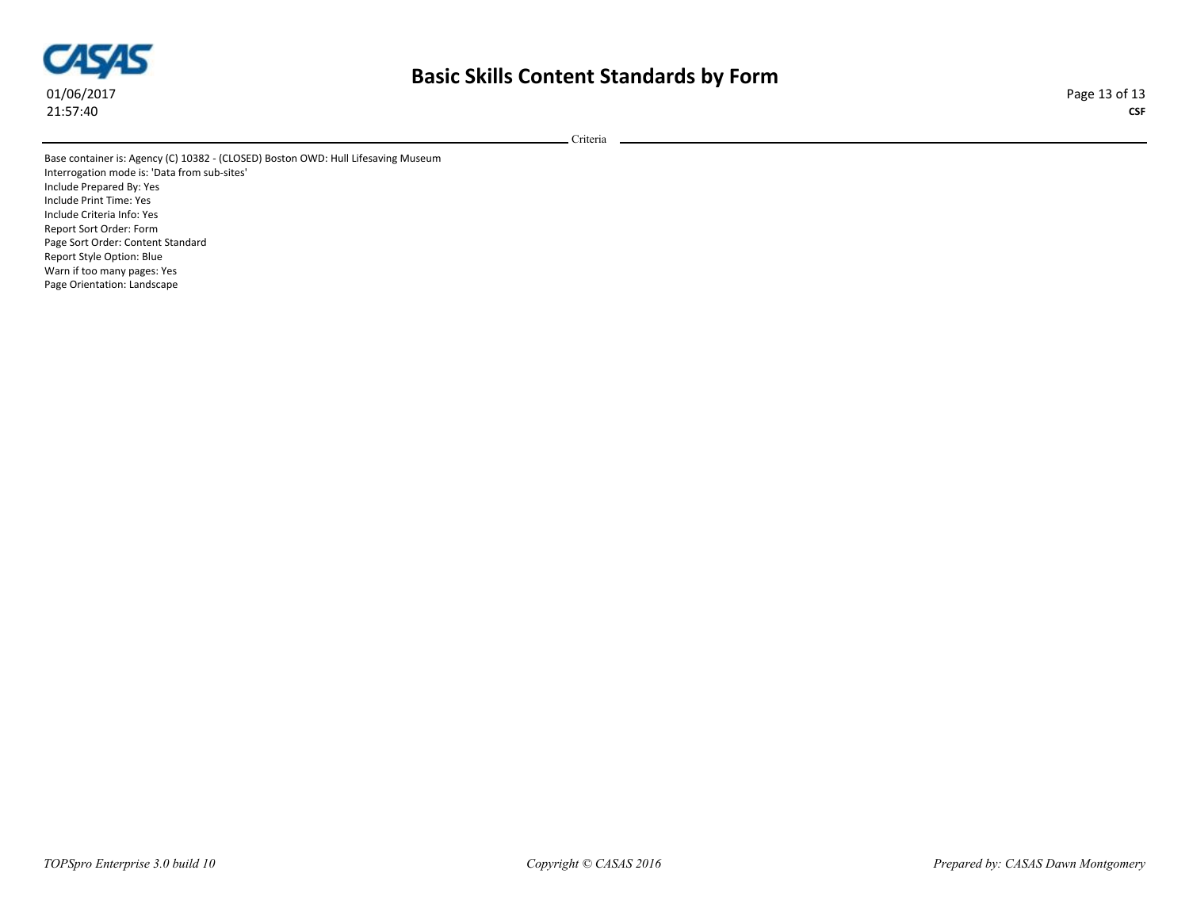# Basic Skills Content Standards by Form

01/06/2017
21:57:40

CSF

Criteria

Base container is: Agency (C) 10382 - (CLOSED) Boston OWD: Hull Lifesaving Museum
Interrogation mode is: 'Data from sub-sites'
Include Prepared By: Yes
Include Print Time: Yes
Include Criteria Info: Yes
Report Sort Order: Form
Page Sort Order: Content Standard
Report Style Option: Blue
Warn if too many pages: Yes
Page Orientation: Landscape

*TOPSpro Enterprise 3.0 build 10* *Copyright © CASAS 2016* *Prepared by: CASAS Dawn Montgomery*